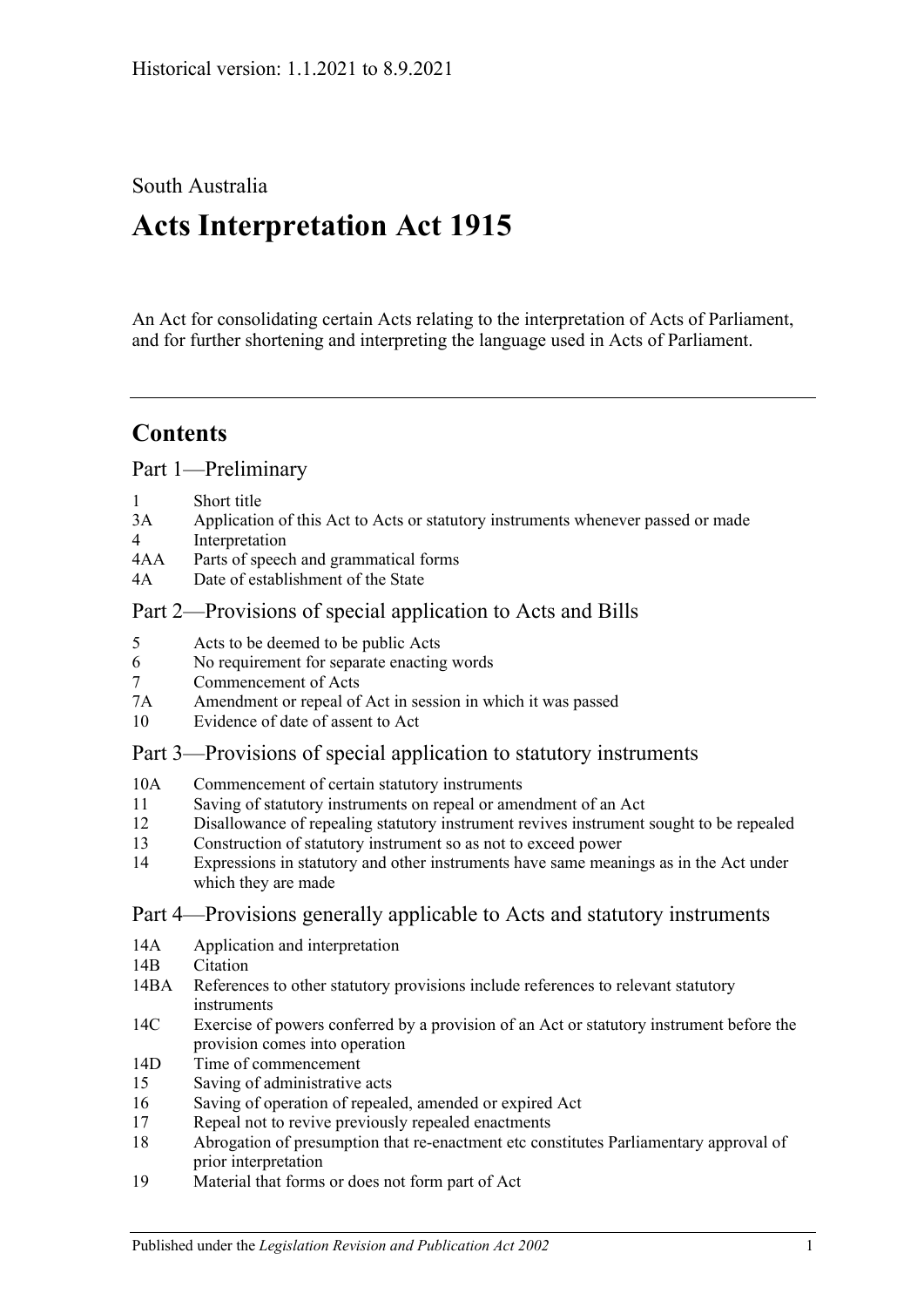Historical version: 1.1.2021 to 8.9.2021

South Australia

# Acts Interpretation Act 1915

An Act for consolidating certain Acts relating to the interpretation of Acts of Parliament, and for further shortening and interpreting the language used in Acts of Parliament.

## Contents

### Part 1—Preliminary

1 Short title
3A Application of this Act to Acts or statutory instruments whenever passed or made
4 Interpretation
4AA Parts of speech and grammatical forms
4A Date of establishment of the State

### Part 2—Provisions of special application to Acts and Bills

5 Acts to be deemed to be public Acts
6 No requirement for separate enacting words
7 Commencement of Acts
7A Amendment or repeal of Act in session in which it was passed
10 Evidence of date of assent to Act

### Part 3—Provisions of special application to statutory instruments

10A Commencement of certain statutory instruments
11 Saving of statutory instruments on repeal or amendment of an Act
12 Disallowance of repealing statutory instrument revives instrument sought to be repealed
13 Construction of statutory instrument so as not to exceed power
14 Expressions in statutory and other instruments have same meanings as in the Act under which they are made

### Part 4—Provisions generally applicable to Acts and statutory instruments

14A Application and interpretation
14B Citation
14BA References to other statutory provisions include references to relevant statutory instruments
14C Exercise of powers conferred by a provision of an Act or statutory instrument before the provision comes into operation
14D Time of commencement
15 Saving of administrative acts
16 Saving of operation of repealed, amended or expired Act
17 Repeal not to revive previously repealed enactments
18 Abrogation of presumption that re-enactment etc constitutes Parliamentary approval of prior interpretation
19 Material that forms or does not form part of Act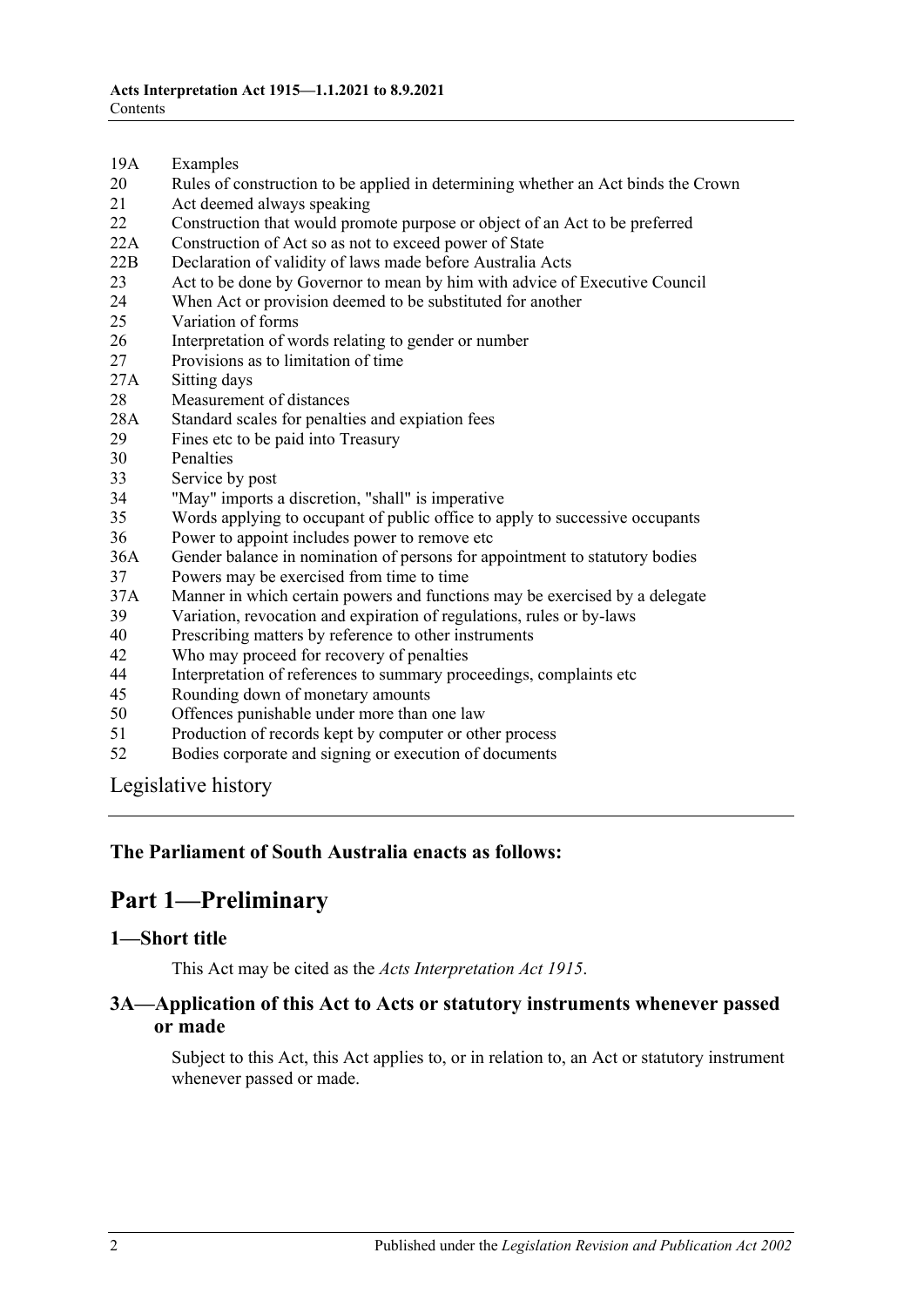19A Examples
20 Rules of construction to be applied in determining whether an Act binds the Crown
21 Act deemed always speaking
22 Construction that would promote purpose or object of an Act to be preferred
22A Construction of Act so as not to exceed power of State
22B Declaration of validity of laws made before Australia Acts
23 Act to be done by Governor to mean by him with advice of Executive Council
24 When Act or provision deemed to be substituted for another
25 Variation of forms
26 Interpretation of words relating to gender or number
27 Provisions as to limitation of time
27A Sitting days
28 Measurement of distances
28A Standard scales for penalties and expiation fees
29 Fines etc to be paid into Treasury
30 Penalties
33 Service by post
34 "May" imports a discretion, "shall" is imperative
35 Words applying to occupant of public office to apply to successive occupants
36 Power to appoint includes power to remove etc
36A Gender balance in nomination of persons for appointment to statutory bodies
37 Powers may be exercised from time to time
37A Manner in which certain powers and functions may be exercised by a delegate
39 Variation, revocation and expiration of regulations, rules or by-laws
40 Prescribing matters by reference to other instruments
42 Who may proceed for recovery of penalties
44 Interpretation of references to summary proceedings, complaints etc
45 Rounding down of monetary amounts
50 Offences punishable under more than one law
51 Production of records kept by computer or other process
52 Bodies corporate and signing or execution of documents

Legislative history

**The Parliament of South Australia enacts as follows:**

# Part 1—Preliminary

## 1—Short title

This Act may be cited as the *Acts Interpretation Act 1915*.

## 3A—Application of this Act to Acts or statutory instruments whenever passed or made

Subject to this Act, this Act applies to, or in relation to, an Act or statutory instrument whenever passed or made.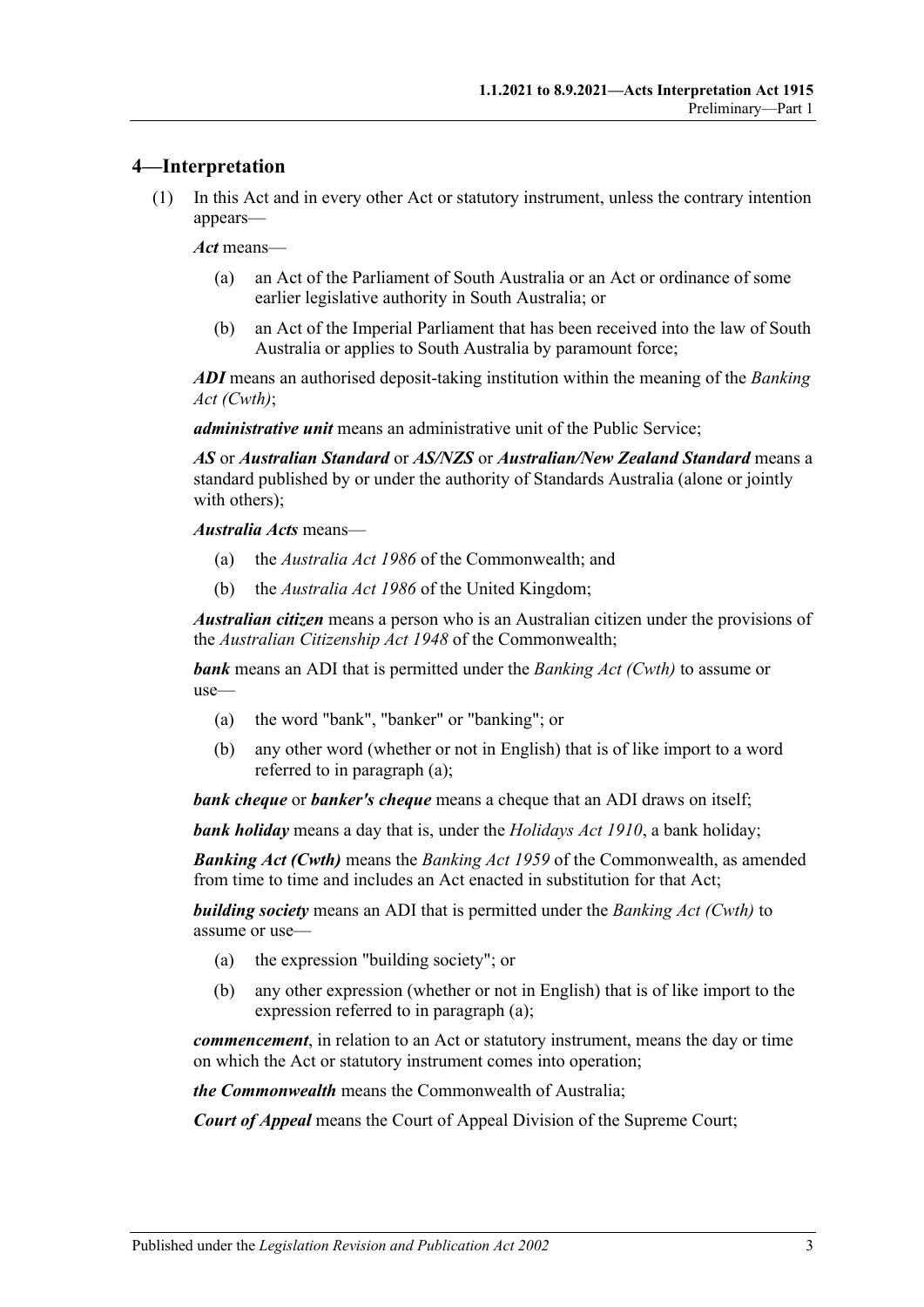## 4—Interpretation

(1) In this Act and in every other Act or statutory instrument, unless the contrary intention appears—

***Act*** means—

(a) an Act of the Parliament of South Australia or an Act or ordinance of some earlier legislative authority in South Australia; or

(b) an Act of the Imperial Parliament that has been received into the law of South Australia or applies to South Australia by paramount force;

***ADI*** means an authorised deposit-taking institution within the meaning of the *Banking Act (Cwth)*;

***administrative unit*** means an administrative unit of the Public Service;

***AS*** or ***Australian Standard*** or ***AS/NZS*** or ***Australian/New Zealand Standard*** means a standard published by or under the authority of Standards Australia (alone or jointly with others);

***Australia Acts*** means—

(a) the *Australia Act 1986* of the Commonwealth; and

(b) the *Australia Act 1986* of the United Kingdom;

***Australian citizen*** means a person who is an Australian citizen under the provisions of the *Australian Citizenship Act 1948* of the Commonwealth;

***bank*** means an ADI that is permitted under the *Banking Act (Cwth)* to assume or use—

(a) the word "bank", "banker" or "banking"; or

(b) any other word (whether or not in English) that is of like import to a word referred to in paragraph (a);

***bank cheque*** or ***banker's cheque*** means a cheque that an ADI draws on itself;

***bank holiday*** means a day that is, under the *Holidays Act 1910*, a bank holiday;

***Banking Act (Cwth)*** means the *Banking Act 1959* of the Commonwealth, as amended from time to time and includes an Act enacted in substitution for that Act;

***building society*** means an ADI that is permitted under the *Banking Act (Cwth)* to assume or use—

(a) the expression "building society"; or

(b) any other expression (whether or not in English) that is of like import to the expression referred to in paragraph (a);

***commencement***, in relation to an Act or statutory instrument, means the day or time on which the Act or statutory instrument comes into operation;

***the Commonwealth*** means the Commonwealth of Australia;

***Court of Appeal*** means the Court of Appeal Division of the Supreme Court;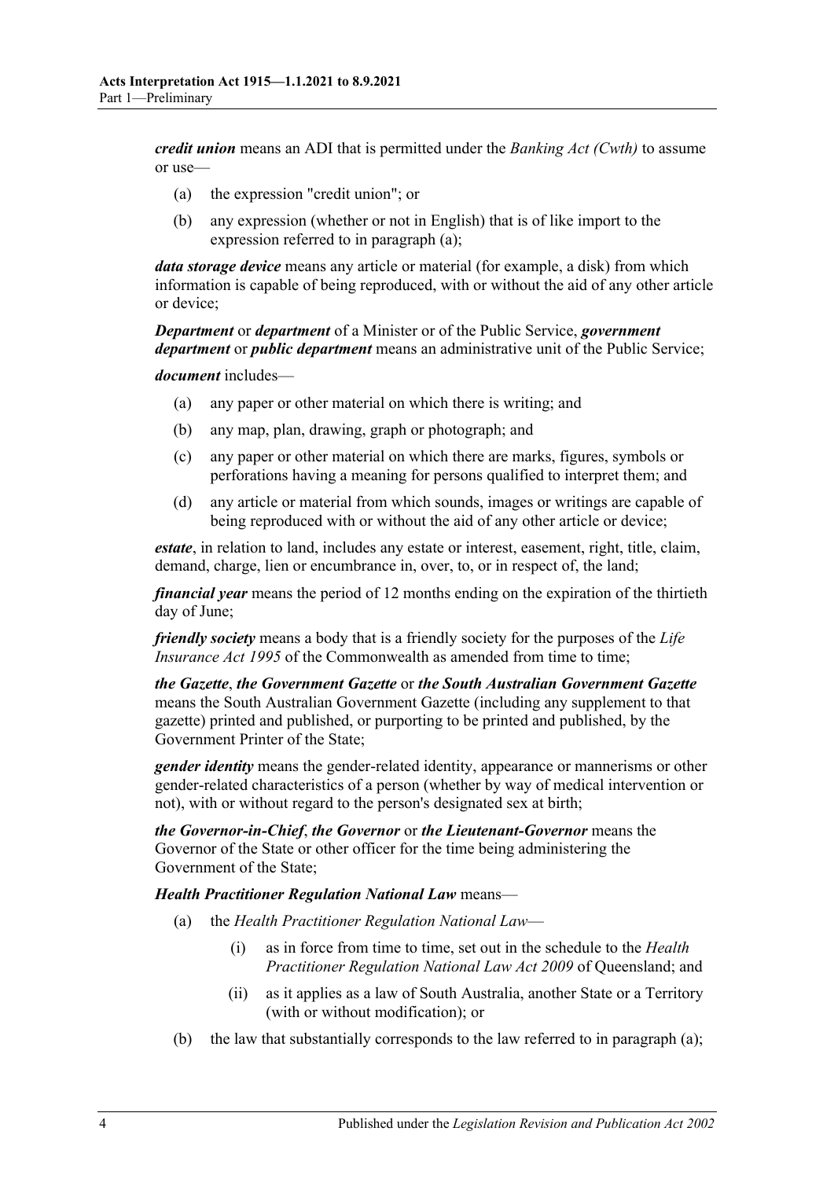***credit union*** means an ADI that is permitted under the *Banking Act (Cwth)* to assume or use—

- (a) the expression "credit union"; or
- (b) any expression (whether or not in English) that is of like import to the expression referred to in paragraph (a);

***data storage device*** means any article or material (for example, a disk) from which information is capable of being reproduced, with or without the aid of any other article or device;

***Department*** or ***department*** of a Minister or of the Public Service, ***government department*** or ***public department*** means an administrative unit of the Public Service;

***document*** includes—

- (a) any paper or other material on which there is writing; and
- (b) any map, plan, drawing, graph or photograph; and
- (c) any paper or other material on which there are marks, figures, symbols or perforations having a meaning for persons qualified to interpret them; and
- (d) any article or material from which sounds, images or writings are capable of being reproduced with or without the aid of any other article or device;

***estate***, in relation to land, includes any estate or interest, easement, right, title, claim, demand, charge, lien or encumbrance in, over, to, or in respect of, the land;

***financial year*** means the period of 12 months ending on the expiration of the thirtieth day of June;

***friendly society*** means a body that is a friendly society for the purposes of the *Life Insurance Act 1995* of the Commonwealth as amended from time to time;

***the Gazette***, ***the Government Gazette*** or ***the South Australian Government Gazette*** means the South Australian Government Gazette (including any supplement to that gazette) printed and published, or purporting to be printed and published, by the Government Printer of the State;

***gender identity*** means the gender-related identity, appearance or mannerisms or other gender-related characteristics of a person (whether by way of medical intervention or not), with or without regard to the person's designated sex at birth;

***the Governor-in-Chief***, ***the Governor*** or ***the Lieutenant-Governor*** means the Governor of the State or other officer for the time being administering the Government of the State;

***Health Practitioner Regulation National Law*** means—

- (a) the *Health Practitioner Regulation National Law*—
  - (i) as in force from time to time, set out in the schedule to the *Health Practitioner Regulation National Law Act 2009* of Queensland; and
  - (ii) as it applies as a law of South Australia, another State or a Territory (with or without modification); or
- (b) the law that substantially corresponds to the law referred to in paragraph (a);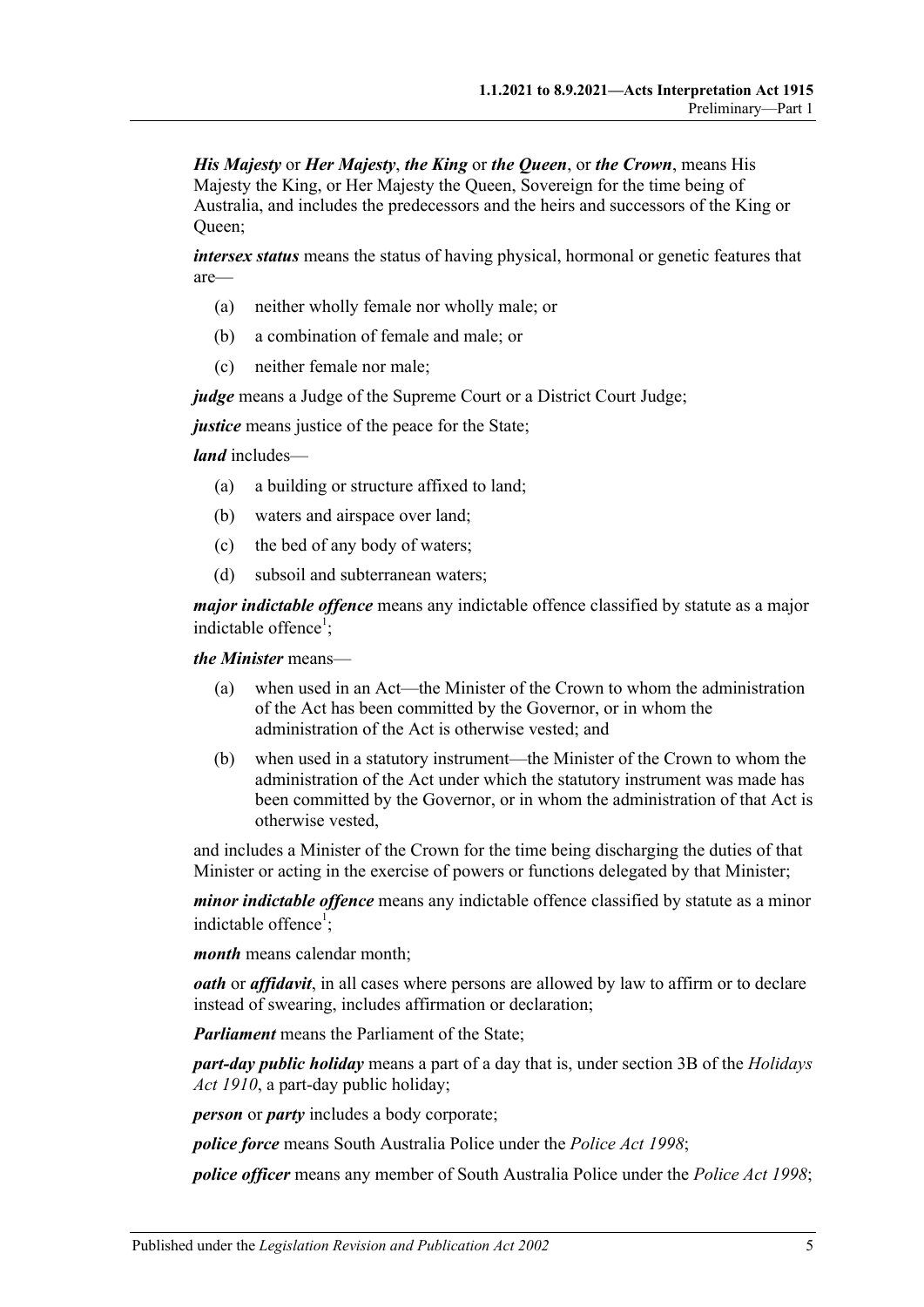***His Majesty*** or ***Her Majesty***, ***the King*** or ***the Queen***, or ***the Crown***, means His Majesty the King, or Her Majesty the Queen, Sovereign for the time being of Australia, and includes the predecessors and the heirs and successors of the King or Queen;

***intersex status*** means the status of having physical, hormonal or genetic features that are—

(a) neither wholly female nor wholly male; or

(b) a combination of female and male; or

(c) neither female nor male;

***judge*** means a Judge of the Supreme Court or a District Court Judge;

***justice*** means justice of the peace for the State;

***land*** includes—

(a) a building or structure affixed to land;

(b) waters and airspace over land;

(c) the bed of any body of waters;

(d) subsoil and subterranean waters;

***major indictable offence*** means any indictable offence classified by statute as a major indictable offence[1];

***the Minister*** means—

(a) when used in an Act—the Minister of the Crown to whom the administration of the Act has been committed by the Governor, or in whom the administration of the Act is otherwise vested; and

(b) when used in a statutory instrument—the Minister of the Crown to whom the administration of the Act under which the statutory instrument was made has been committed by the Governor, or in whom the administration of that Act is otherwise vested,

and includes a Minister of the Crown for the time being discharging the duties of that Minister or acting in the exercise of powers or functions delegated by that Minister;

***minor indictable offence*** means any indictable offence classified by statute as a minor indictable offence[1];

***month*** means calendar month;

***oath*** or ***affidavit***, in all cases where persons are allowed by law to affirm or to declare instead of swearing, includes affirmation or declaration;

***Parliament*** means the Parliament of the State;

***part-day public holiday*** means a part of a day that is, under section 3B of the *Holidays Act 1910*, a part-day public holiday;

***person*** or ***party*** includes a body corporate;

***police force*** means South Australia Police under the *Police Act 1998*;

***police officer*** means any member of South Australia Police under the *Police Act 1998*;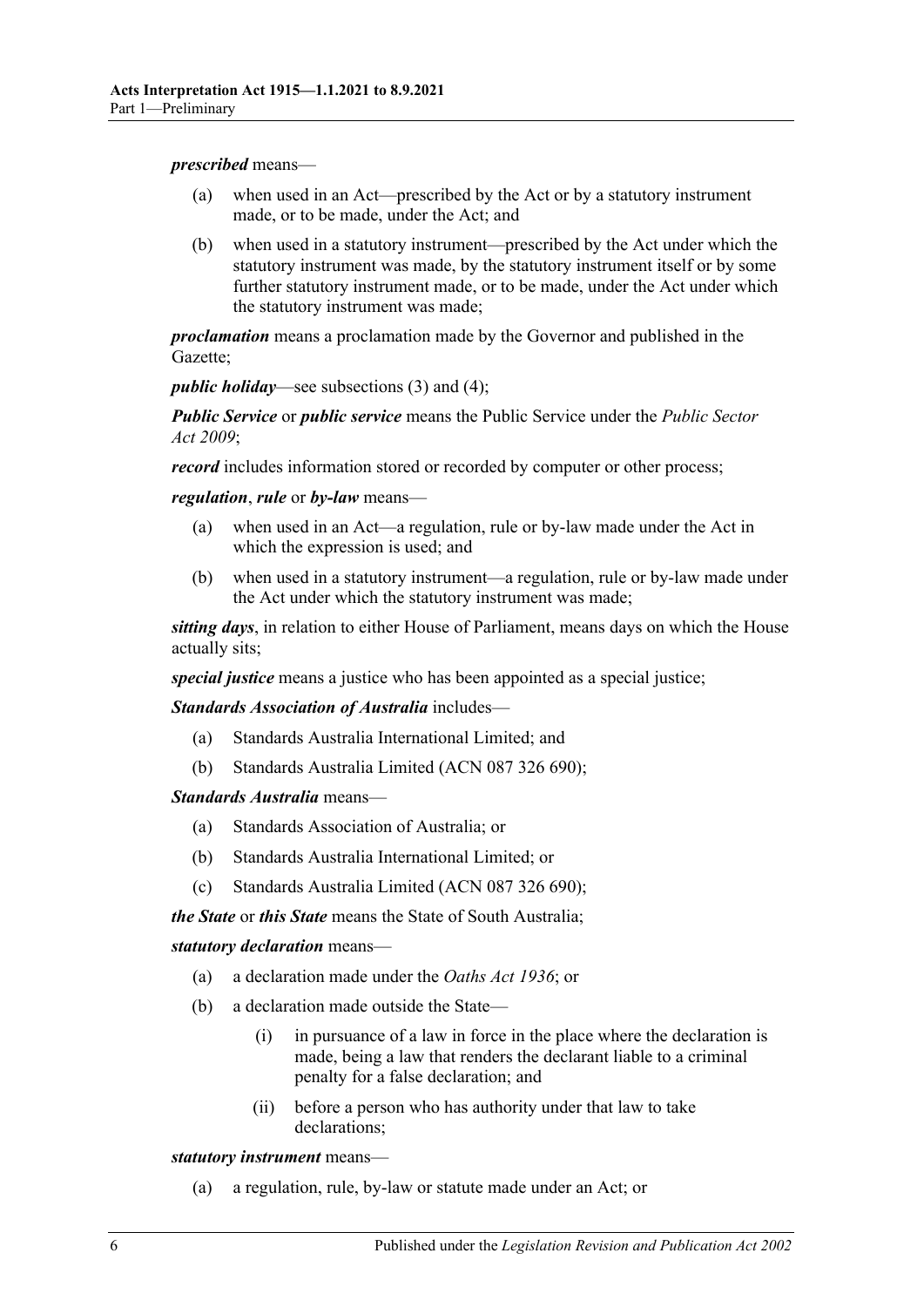***prescribed*** means—

(a) when used in an Act—prescribed by the Act or by a statutory instrument made, or to be made, under the Act; and

(b) when used in a statutory instrument—prescribed by the Act under which the statutory instrument was made, by the statutory instrument itself or by some further statutory instrument made, or to be made, under the Act under which the statutory instrument was made;

***proclamation*** means a proclamation made by the Governor and published in the Gazette;

***public holiday***—see subsections (3) and (4);

***Public Service*** or ***public service*** means the Public Service under the *Public Sector Act 2009*;

***record*** includes information stored or recorded by computer or other process;

***regulation***, ***rule*** or ***by-law*** means—

(a) when used in an Act—a regulation, rule or by-law made under the Act in which the expression is used; and

(b) when used in a statutory instrument—a regulation, rule or by-law made under the Act under which the statutory instrument was made;

***sitting days***, in relation to either House of Parliament, means days on which the House actually sits;

***special justice*** means a justice who has been appointed as a special justice;

***Standards Association of Australia*** includes—

(a) Standards Australia International Limited; and

(b) Standards Australia Limited (ACN 087 326 690);

***Standards Australia*** means—

(a) Standards Association of Australia; or

(b) Standards Australia International Limited; or

(c) Standards Australia Limited (ACN 087 326 690);

***the State*** or ***this State*** means the State of South Australia;

***statutory declaration*** means—

(a) a declaration made under the *Oaths Act 1936*; or

(b) a declaration made outside the State—

(i) in pursuance of a law in force in the place where the declaration is made, being a law that renders the declarant liable to a criminal penalty for a false declaration; and

(ii) before a person who has authority under that law to take declarations;

***statutory instrument*** means—

(a) a regulation, rule, by-law or statute made under an Act; or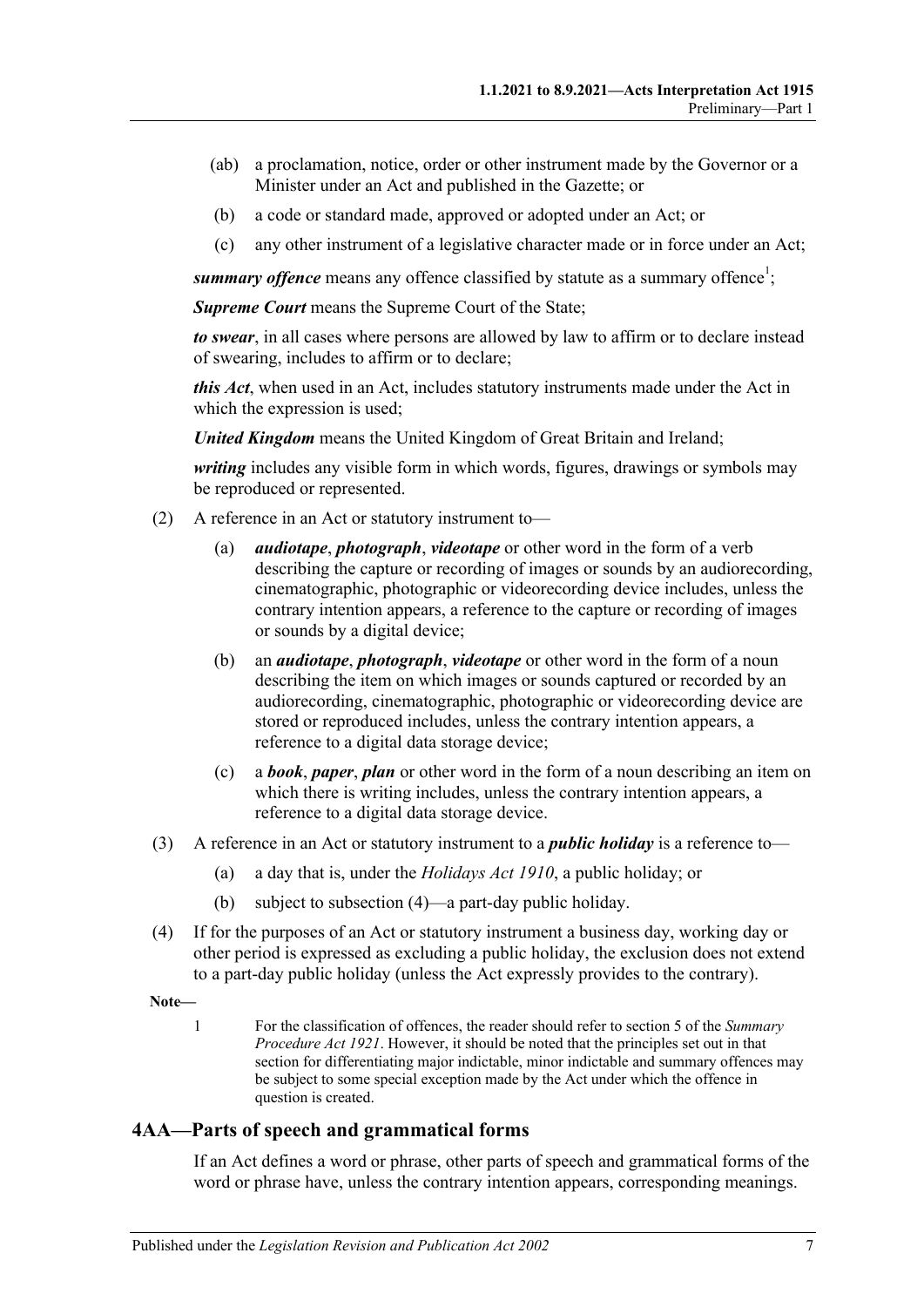(ab) a proclamation, notice, order or other instrument made by the Governor or a Minister under an Act and published in the Gazette; or

(b) a code or standard made, approved or adopted under an Act; or

(c) any other instrument of a legislative character made or in force under an Act;

***summary offence*** means any offence classified by statute as a summary offence[1];

***Supreme Court*** means the Supreme Court of the State;

***to swear***, in all cases where persons are allowed by law to affirm or to declare instead of swearing, includes to affirm or to declare;

***this Act***, when used in an Act, includes statutory instruments made under the Act in which the expression is used;

***United Kingdom*** means the United Kingdom of Great Britain and Ireland;

***writing*** includes any visible form in which words, figures, drawings or symbols may be reproduced or represented.

(2) A reference in an Act or statutory instrument to—

(a) ***audiotape***, ***photograph***, ***videotape*** or other word in the form of a verb describing the capture or recording of images or sounds by an audiorecording, cinematographic, photographic or videorecording device includes, unless the contrary intention appears, a reference to the capture or recording of images or sounds by a digital device;

(b) an ***audiotape***, ***photograph***, ***videotape*** or other word in the form of a noun describing the item on which images or sounds captured or recorded by an audiorecording, cinematographic, photographic or videorecording device are stored or reproduced includes, unless the contrary intention appears, a reference to a digital data storage device;

(c) a ***book***, ***paper***, ***plan*** or other word in the form of a noun describing an item on which there is writing includes, unless the contrary intention appears, a reference to a digital data storage device.

(3) A reference in an Act or statutory instrument to a ***public holiday*** is a reference to—

(a) a day that is, under the *Holidays Act 1910*, a public holiday; or

(b) subject to subsection (4)—a part-day public holiday.

(4) If for the purposes of an Act or statutory instrument a business day, working day or other period is expressed as excluding a public holiday, the exclusion does not extend to a part-day public holiday (unless the Act expressly provides to the contrary).

**Note—**

1 For the classification of offences, the reader should refer to section 5 of the *Summary Procedure Act 1921*. However, it should be noted that the principles set out in that section for differentiating major indictable, minor indictable and summary offences may be subject to some special exception made by the Act under which the offence in question is created.

## 4AA—Parts of speech and grammatical forms

If an Act defines a word or phrase, other parts of speech and grammatical forms of the word or phrase have, unless the contrary intention appears, corresponding meanings.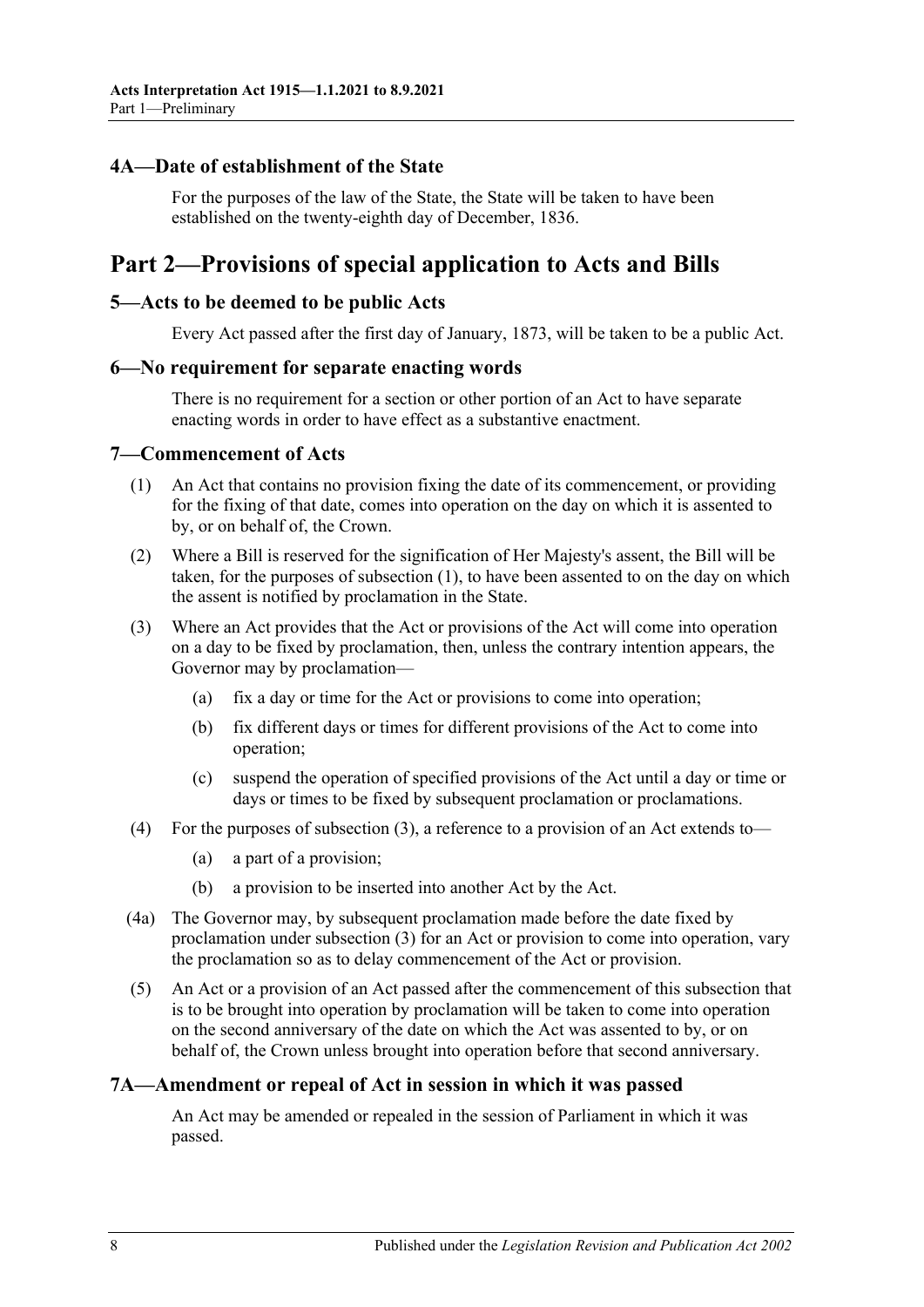### 4A—Date of establishment of the State

For the purposes of the law of the State, the State will be taken to have been established on the twenty-eighth day of December, 1836.

## Part 2—Provisions of special application to Acts and Bills

### 5—Acts to be deemed to be public Acts

Every Act passed after the first day of January, 1873, will be taken to be a public Act.

### 6—No requirement for separate enacting words

There is no requirement for a section or other portion of an Act to have separate enacting words in order to have effect as a substantive enactment.

### 7—Commencement of Acts

(1) An Act that contains no provision fixing the date of its commencement, or providing for the fixing of that date, comes into operation on the day on which it is assented to by, or on behalf of, the Crown.

(2) Where a Bill is reserved for the signification of Her Majesty's assent, the Bill will be taken, for the purposes of subsection (1), to have been assented to on the day on which the assent is notified by proclamation in the State.

(3) Where an Act provides that the Act or provisions of the Act will come into operation on a day to be fixed by proclamation, then, unless the contrary intention appears, the Governor may by proclamation—

- (a) fix a day or time for the Act or provisions to come into operation;
- (b) fix different days or times for different provisions of the Act to come into operation;
- (c) suspend the operation of specified provisions of the Act until a day or time or days or times to be fixed by subsequent proclamation or proclamations.

(4) For the purposes of subsection (3), a reference to a provision of an Act extends to—

- (a) a part of a provision;
- (b) a provision to be inserted into another Act by the Act.

(4a) The Governor may, by subsequent proclamation made before the date fixed by proclamation under subsection (3) for an Act or provision to come into operation, vary the proclamation so as to delay commencement of the Act or provision.

(5) An Act or a provision of an Act passed after the commencement of this subsection that is to be brought into operation by proclamation will be taken to come into operation on the second anniversary of the date on which the Act was assented to by, or on behalf of, the Crown unless brought into operation before that second anniversary.

### 7A—Amendment or repeal of Act in session in which it was passed

An Act may be amended or repealed in the session of Parliament in which it was passed.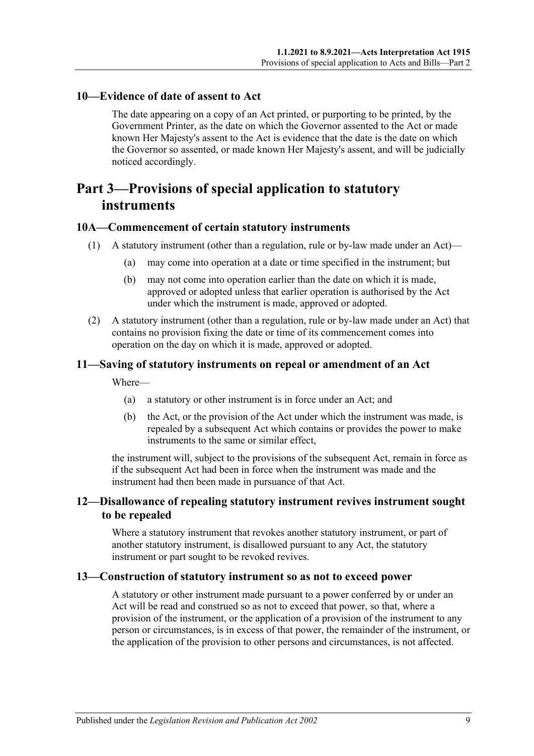### 10—Evidence of date of assent to Act

The date appearing on a copy of an Act printed, or purporting to be printed, by the Government Printer, as the date on which the Governor assented to the Act or made known Her Majesty's assent to the Act is evidence that the date is the date on which the Governor so assented, or made known Her Majesty's assent, and will be judicially noticed accordingly.

## Part 3—Provisions of special application to statutory instruments

### 10A—Commencement of certain statutory instruments

(1) A statutory instrument (other than a regulation, rule or by-law made under an Act)—

(a) may come into operation at a date or time specified in the instrument; but

(b) may not come into operation earlier than the date on which it is made, approved or adopted unless that earlier operation is authorised by the Act under which the instrument is made, approved or adopted.

(2) A statutory instrument (other than a regulation, rule or by-law made under an Act) that contains no provision fixing the date or time of its commencement comes into operation on the day on which it is made, approved or adopted.

### 11—Saving of statutory instruments on repeal or amendment of an Act

Where—

(a) a statutory or other instrument is in force under an Act; and

(b) the Act, or the provision of the Act under which the instrument was made, is repealed by a subsequent Act which contains or provides the power to make instruments to the same or similar effect,

the instrument will, subject to the provisions of the subsequent Act, remain in force as if the subsequent Act had been in force when the instrument was made and the instrument had then been made in pursuance of that Act.

### 12—Disallowance of repealing statutory instrument revives instrument sought to be repealed

Where a statutory instrument that revokes another statutory instrument, or part of another statutory instrument, is disallowed pursuant to any Act, the statutory instrument or part sought to be revoked revives.

### 13—Construction of statutory instrument so as not to exceed power

A statutory or other instrument made pursuant to a power conferred by or under an Act will be read and construed so as not to exceed that power, so that, where a provision of the instrument, or the application of a provision of the instrument to any person or circumstances, is in excess of that power, the remainder of the instrument, or the application of the provision to other persons and circumstances, is not affected.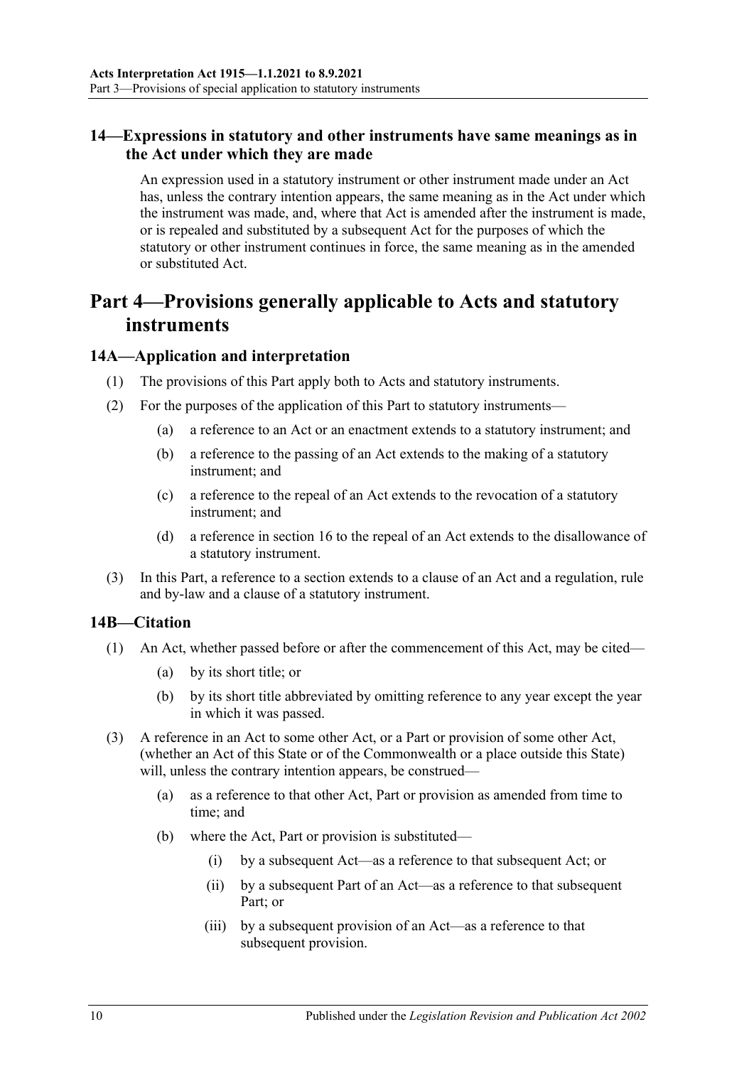## 14—Expressions in statutory and other instruments have same meanings as in the Act under which they are made

An expression used in a statutory instrument or other instrument made under an Act has, unless the contrary intention appears, the same meaning as in the Act under which the instrument was made, and, where that Act is amended after the instrument is made, or is repealed and substituted by a subsequent Act for the purposes of which the statutory or other instrument continues in force, the same meaning as in the amended or substituted Act.

# Part 4—Provisions generally applicable to Acts and statutory instruments

## 14A—Application and interpretation

(1) The provisions of this Part apply both to Acts and statutory instruments.

(2) For the purposes of the application of this Part to statutory instruments—

- (a) a reference to an Act or an enactment extends to a statutory instrument; and
- (b) a reference to the passing of an Act extends to the making of a statutory instrument; and
- (c) a reference to the repeal of an Act extends to the revocation of a statutory instrument; and
- (d) a reference in section 16 to the repeal of an Act extends to the disallowance of a statutory instrument.

(3) In this Part, a reference to a section extends to a clause of an Act and a regulation, rule and by-law and a clause of a statutory instrument.

## 14B—Citation

(1) An Act, whether passed before or after the commencement of this Act, may be cited—

- (a) by its short title; or
- (b) by its short title abbreviated by omitting reference to any year except the year in which it was passed.

(3) A reference in an Act to some other Act, or a Part or provision of some other Act, (whether an Act of this State or of the Commonwealth or a place outside this State) will, unless the contrary intention appears, be construed—

- (a) as a reference to that other Act, Part or provision as amended from time to time; and
- (b) where the Act, Part or provision is substituted—
  - (i) by a subsequent Act—as a reference to that subsequent Act; or
  - (ii) by a subsequent Part of an Act—as a reference to that subsequent Part; or
  - (iii) by a subsequent provision of an Act—as a reference to that subsequent provision.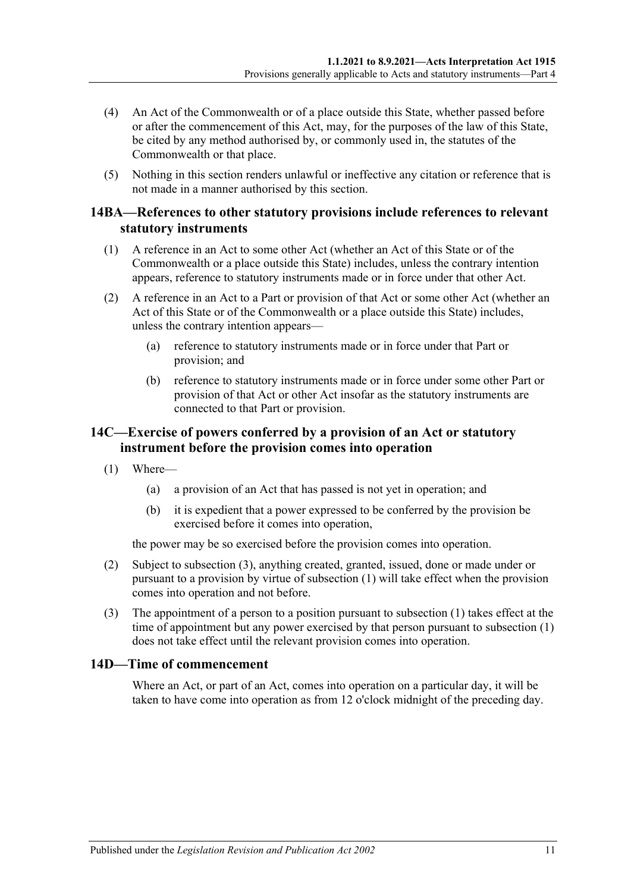(4) An Act of the Commonwealth or of a place outside this State, whether passed before or after the commencement of this Act, may, for the purposes of the law of this State, be cited by any method authorised by, or commonly used in, the statutes of the Commonwealth or that place.

(5) Nothing in this section renders unlawful or ineffective any citation or reference that is not made in a manner authorised by this section.

## 14BA—References to other statutory provisions include references to relevant statutory instruments

(1) A reference in an Act to some other Act (whether an Act of this State or of the Commonwealth or a place outside this State) includes, unless the contrary intention appears, reference to statutory instruments made or in force under that other Act.

(2) A reference in an Act to a Part or provision of that Act or some other Act (whether an Act of this State or of the Commonwealth or a place outside this State) includes, unless the contrary intention appears—

(a) reference to statutory instruments made or in force under that Part or provision; and

(b) reference to statutory instruments made or in force under some other Part or provision of that Act or other Act insofar as the statutory instruments are connected to that Part or provision.

## 14C—Exercise of powers conferred by a provision of an Act or statutory instrument before the provision comes into operation

(1) Where—

(a) a provision of an Act that has passed is not yet in operation; and

(b) it is expedient that a power expressed to be conferred by the provision be exercised before it comes into operation,

the power may be so exercised before the provision comes into operation.

(2) Subject to subsection (3), anything created, granted, issued, done or made under or pursuant to a provision by virtue of subsection (1) will take effect when the provision comes into operation and not before.

(3) The appointment of a person to a position pursuant to subsection (1) takes effect at the time of appointment but any power exercised by that person pursuant to subsection (1) does not take effect until the relevant provision comes into operation.

## 14D—Time of commencement

Where an Act, or part of an Act, comes into operation on a particular day, it will be taken to have come into operation as from 12 o'clock midnight of the preceding day.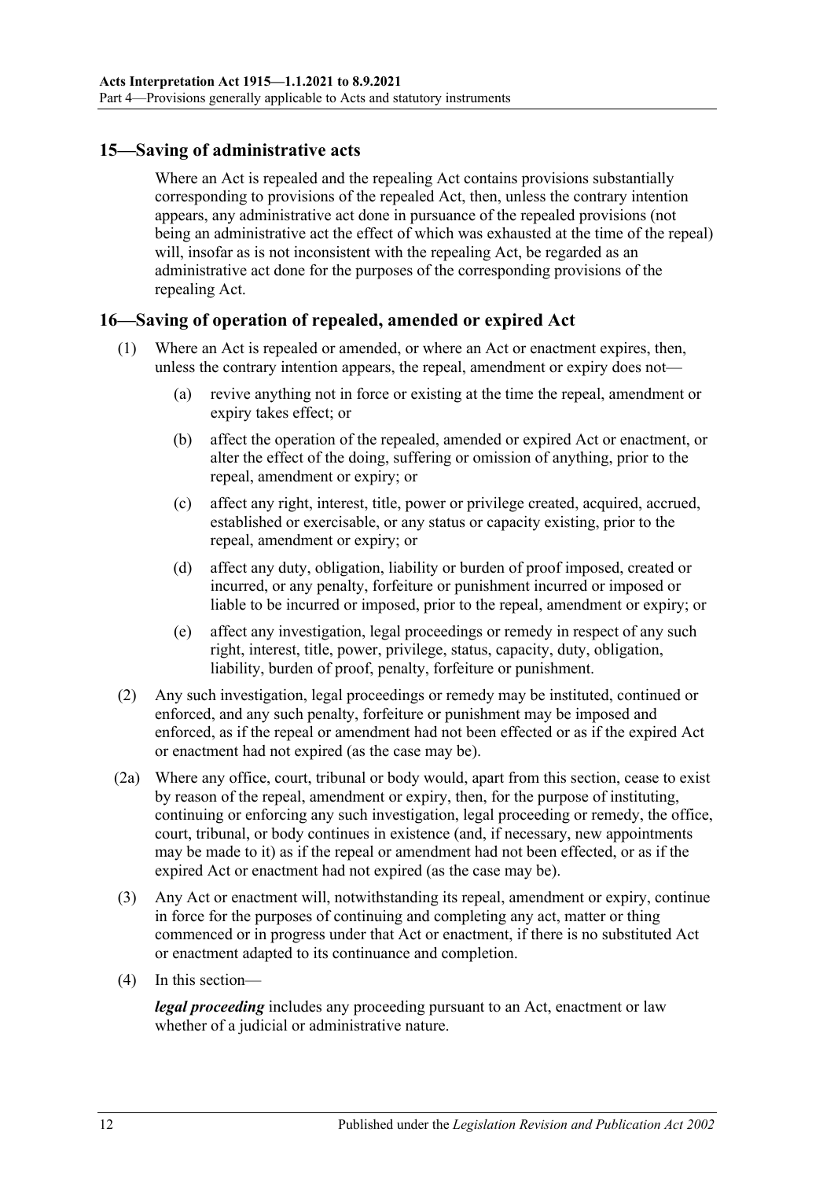## 15—Saving of administrative acts

Where an Act is repealed and the repealing Act contains provisions substantially corresponding to provisions of the repealed Act, then, unless the contrary intention appears, any administrative act done in pursuance of the repealed provisions (not being an administrative act the effect of which was exhausted at the time of the repeal) will, insofar as is not inconsistent with the repealing Act, be regarded as an administrative act done for the purposes of the corresponding provisions of the repealing Act.

## 16—Saving of operation of repealed, amended or expired Act

(1) Where an Act is repealed or amended, or where an Act or enactment expires, then, unless the contrary intention appears, the repeal, amendment or expiry does not—

(a) revive anything not in force or existing at the time the repeal, amendment or expiry takes effect; or

(b) affect the operation of the repealed, amended or expired Act or enactment, or alter the effect of the doing, suffering or omission of anything, prior to the repeal, amendment or expiry; or

(c) affect any right, interest, title, power or privilege created, acquired, accrued, established or exercisable, or any status or capacity existing, prior to the repeal, amendment or expiry; or

(d) affect any duty, obligation, liability or burden of proof imposed, created or incurred, or any penalty, forfeiture or punishment incurred or imposed or liable to be incurred or imposed, prior to the repeal, amendment or expiry; or

(e) affect any investigation, legal proceedings or remedy in respect of any such right, interest, title, power, privilege, status, capacity, duty, obligation, liability, burden of proof, penalty, forfeiture or punishment.

(2) Any such investigation, legal proceedings or remedy may be instituted, continued or enforced, and any such penalty, forfeiture or punishment may be imposed and enforced, as if the repeal or amendment had not been effected or as if the expired Act or enactment had not expired (as the case may be).

(2a) Where any office, court, tribunal or body would, apart from this section, cease to exist by reason of the repeal, amendment or expiry, then, for the purpose of instituting, continuing or enforcing any such investigation, legal proceeding or remedy, the office, court, tribunal, or body continues in existence (and, if necessary, new appointments may be made to it) as if the repeal or amendment had not been effected, or as if the expired Act or enactment had not expired (as the case may be).

(3) Any Act or enactment will, notwithstanding its repeal, amendment or expiry, continue in force for the purposes of continuing and completing any act, matter or thing commenced or in progress under that Act or enactment, if there is no substituted Act or enactment adapted to its continuance and completion.

(4) In this section—

***legal proceeding*** includes any proceeding pursuant to an Act, enactment or law whether of a judicial or administrative nature.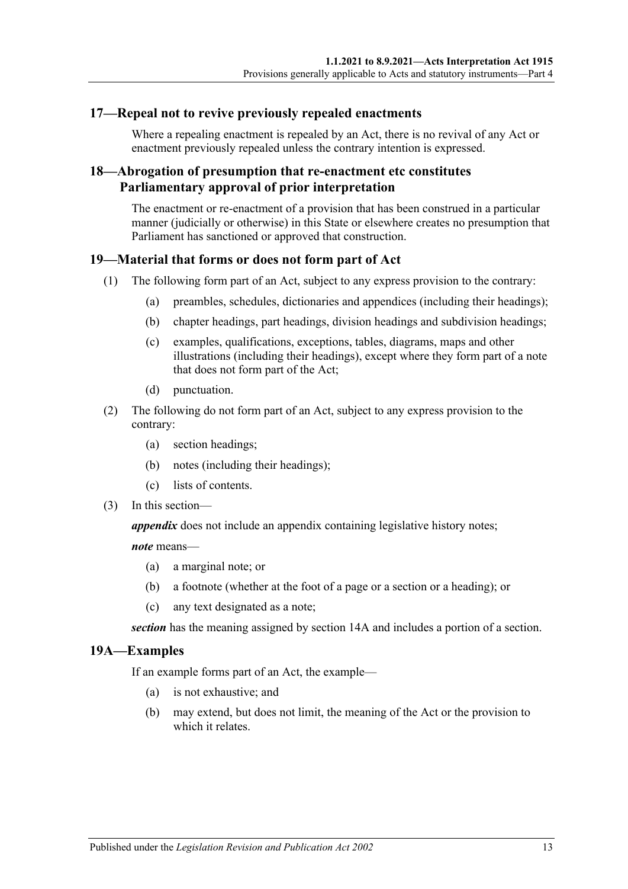## 17—Repeal not to revive previously repealed enactments

Where a repealing enactment is repealed by an Act, there is no revival of any Act or enactment previously repealed unless the contrary intention is expressed.

## 18—Abrogation of presumption that re-enactment etc constitutes Parliamentary approval of prior interpretation

The enactment or re-enactment of a provision that has been construed in a particular manner (judicially or otherwise) in this State or elsewhere creates no presumption that Parliament has sanctioned or approved that construction.

## 19—Material that forms or does not form part of Act

(1) The following form part of an Act, subject to any express provision to the contrary:

- (a) preambles, schedules, dictionaries and appendices (including their headings);
- (b) chapter headings, part headings, division headings and subdivision headings;
- (c) examples, qualifications, exceptions, tables, diagrams, maps and other illustrations (including their headings), except where they form part of a note that does not form part of the Act;
- (d) punctuation.

(2) The following do not form part of an Act, subject to any express provision to the contrary:

- (a) section headings;
- (b) notes (including their headings);
- (c) lists of contents.

(3) In this section—

***appendix*** does not include an appendix containing legislative history notes;

***note*** means—

- (a) a marginal note; or
- (b) a footnote (whether at the foot of a page or a section or a heading); or
- (c) any text designated as a note;

***section*** has the meaning assigned by section 14A and includes a portion of a section.

## 19A—Examples

If an example forms part of an Act, the example—

- (a) is not exhaustive; and
- (b) may extend, but does not limit, the meaning of the Act or the provision to which it relates.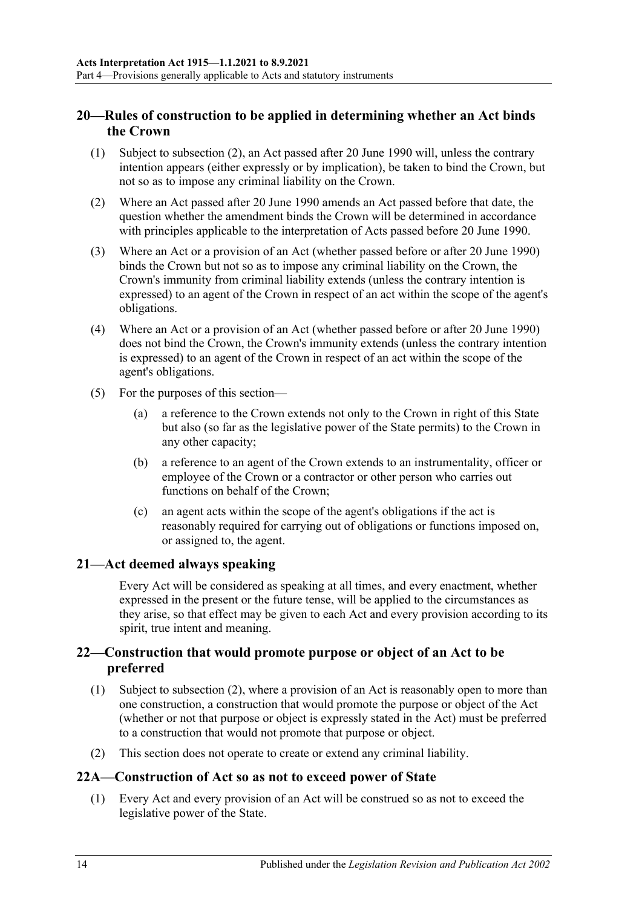## 20—Rules of construction to be applied in determining whether an Act binds the Crown

(1) Subject to subsection (2), an Act passed after 20 June 1990 will, unless the contrary intention appears (either expressly or by implication), be taken to bind the Crown, but not so as to impose any criminal liability on the Crown.

(2) Where an Act passed after 20 June 1990 amends an Act passed before that date, the question whether the amendment binds the Crown will be determined in accordance with principles applicable to the interpretation of Acts passed before 20 June 1990.

(3) Where an Act or a provision of an Act (whether passed before or after 20 June 1990) binds the Crown but not so as to impose any criminal liability on the Crown, the Crown's immunity from criminal liability extends (unless the contrary intention is expressed) to an agent of the Crown in respect of an act within the scope of the agent's obligations.

(4) Where an Act or a provision of an Act (whether passed before or after 20 June 1990) does not bind the Crown, the Crown's immunity extends (unless the contrary intention is expressed) to an agent of the Crown in respect of an act within the scope of the agent's obligations.

(5) For the purposes of this section—

(a) a reference to the Crown extends not only to the Crown in right of this State but also (so far as the legislative power of the State permits) to the Crown in any other capacity;

(b) a reference to an agent of the Crown extends to an instrumentality, officer or employee of the Crown or a contractor or other person who carries out functions on behalf of the Crown;

(c) an agent acts within the scope of the agent's obligations if the act is reasonably required for carrying out of obligations or functions imposed on, or assigned to, the agent.

## 21—Act deemed always speaking

Every Act will be considered as speaking at all times, and every enactment, whether expressed in the present or the future tense, will be applied to the circumstances as they arise, so that effect may be given to each Act and every provision according to its spirit, true intent and meaning.

## 22—Construction that would promote purpose or object of an Act to be preferred

(1) Subject to subsection (2), where a provision of an Act is reasonably open to more than one construction, a construction that would promote the purpose or object of the Act (whether or not that purpose or object is expressly stated in the Act) must be preferred to a construction that would not promote that purpose or object.

(2) This section does not operate to create or extend any criminal liability.

## 22A—Construction of Act so as not to exceed power of State

(1) Every Act and every provision of an Act will be construed so as not to exceed the legislative power of the State.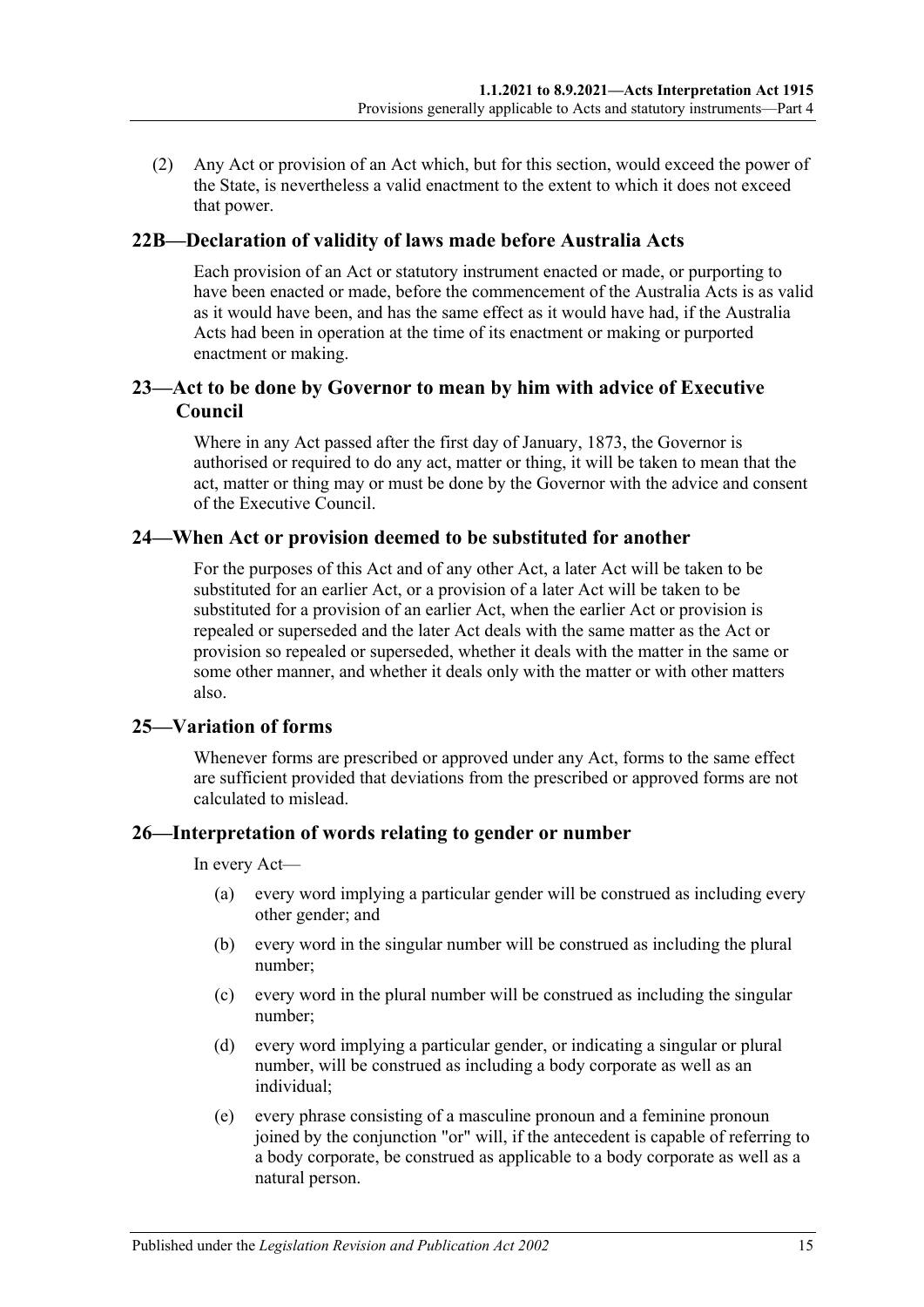(2) Any Act or provision of an Act which, but for this section, would exceed the power of the State, is nevertheless a valid enactment to the extent to which it does not exceed that power.

## 22B—Declaration of validity of laws made before Australia Acts

Each provision of an Act or statutory instrument enacted or made, or purporting to have been enacted or made, before the commencement of the Australia Acts is as valid as it would have been, and has the same effect as it would have had, if the Australia Acts had been in operation at the time of its enactment or making or purported enactment or making.

## 23—Act to be done by Governor to mean by him with advice of Executive Council

Where in any Act passed after the first day of January, 1873, the Governor is authorised or required to do any act, matter or thing, it will be taken to mean that the act, matter or thing may or must be done by the Governor with the advice and consent of the Executive Council.

## 24—When Act or provision deemed to be substituted for another

For the purposes of this Act and of any other Act, a later Act will be taken to be substituted for an earlier Act, or a provision of a later Act will be taken to be substituted for a provision of an earlier Act, when the earlier Act or provision is repealed or superseded and the later Act deals with the same matter as the Act or provision so repealed or superseded, whether it deals with the matter in the same or some other manner, and whether it deals only with the matter or with other matters also.

## 25—Variation of forms

Whenever forms are prescribed or approved under any Act, forms to the same effect are sufficient provided that deviations from the prescribed or approved forms are not calculated to mislead.

## 26—Interpretation of words relating to gender or number

In every Act—

(a) every word implying a particular gender will be construed as including every other gender; and

(b) every word in the singular number will be construed as including the plural number;

(c) every word in the plural number will be construed as including the singular number;

(d) every word implying a particular gender, or indicating a singular or plural number, will be construed as including a body corporate as well as an individual;

(e) every phrase consisting of a masculine pronoun and a feminine pronoun joined by the conjunction "or" will, if the antecedent is capable of referring to a body corporate, be construed as applicable to a body corporate as well as a natural person.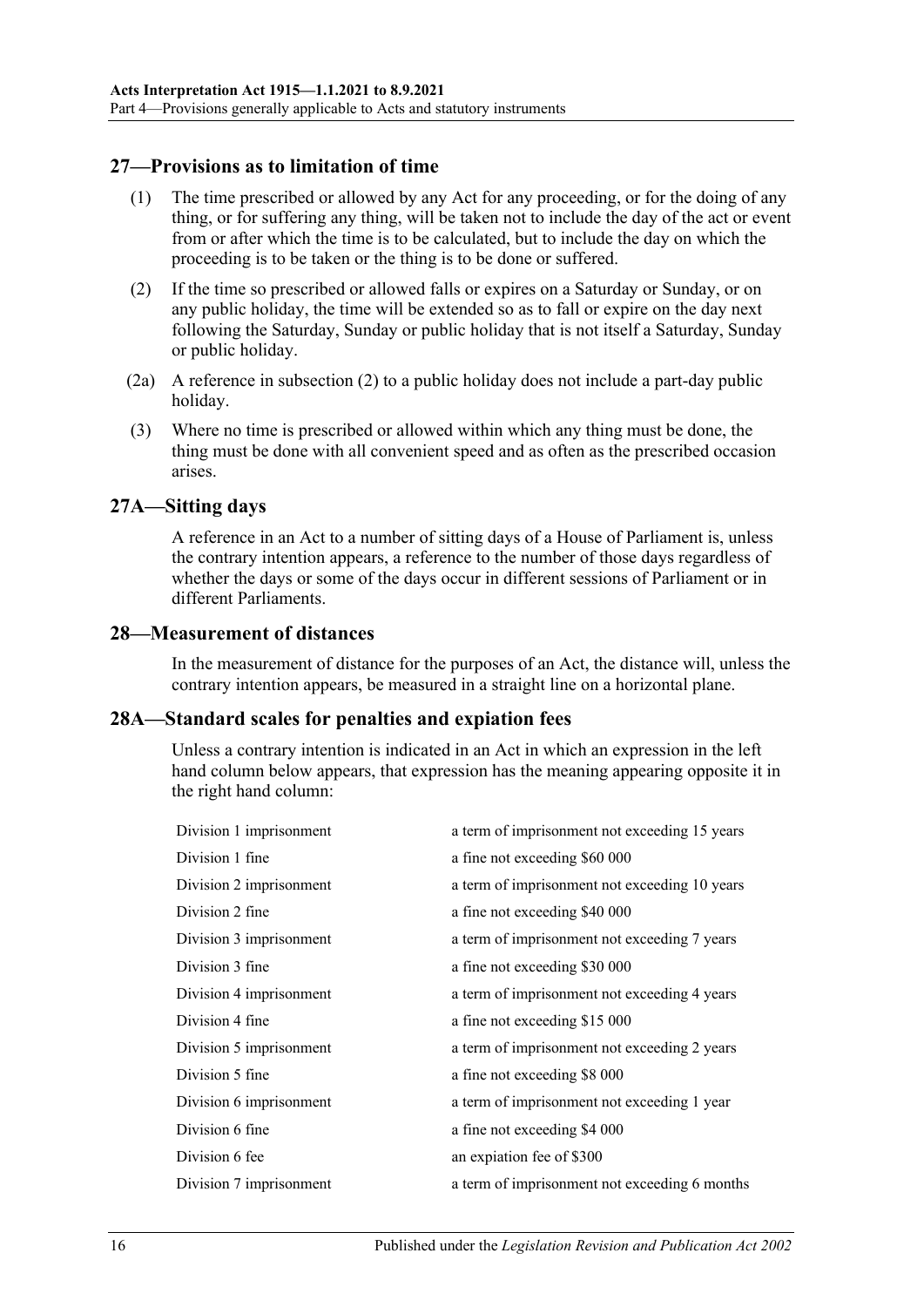## 27—Provisions as to limitation of time

(1) The time prescribed or allowed by any Act for any proceeding, or for the doing of any thing, or for suffering any thing, will be taken not to include the day of the act or event from or after which the time is to be calculated, but to include the day on which the proceeding is to be taken or the thing is to be done or suffered.

(2) If the time so prescribed or allowed falls or expires on a Saturday or Sunday, or on any public holiday, the time will be extended so as to fall or expire on the day next following the Saturday, Sunday or public holiday that is not itself a Saturday, Sunday or public holiday.

(2a) A reference in subsection (2) to a public holiday does not include a part-day public holiday.

(3) Where no time is prescribed or allowed within which any thing must be done, the thing must be done with all convenient speed and as often as the prescribed occasion arises.

## 27A—Sitting days

A reference in an Act to a number of sitting days of a House of Parliament is, unless the contrary intention appears, a reference to the number of those days regardless of whether the days or some of the days occur in different sessions of Parliament or in different Parliaments.

## 28—Measurement of distances

In the measurement of distance for the purposes of an Act, the distance will, unless the contrary intention appears, be measured in a straight line on a horizontal plane.

## 28A—Standard scales for penalties and expiation fees

Unless a contrary intention is indicated in an Act in which an expression in the left hand column below appears, that expression has the meaning appearing opposite it in the right hand column:

| | |
|---|---|
| Division 1 imprisonment | a term of imprisonment not exceeding 15 years |
| Division 1 fine | a fine not exceeding $60 000 |
| Division 2 imprisonment | a term of imprisonment not exceeding 10 years |
| Division 2 fine | a fine not exceeding $40 000 |
| Division 3 imprisonment | a term of imprisonment not exceeding 7 years |
| Division 3 fine | a fine not exceeding $30 000 |
| Division 4 imprisonment | a term of imprisonment not exceeding 4 years |
| Division 4 fine | a fine not exceeding $15 000 |
| Division 5 imprisonment | a term of imprisonment not exceeding 2 years |
| Division 5 fine | a fine not exceeding $8 000 |
| Division 6 imprisonment | a term of imprisonment not exceeding 1 year |
| Division 6 fine | a fine not exceeding $4 000 |
| Division 6 fee | an expiation fee of $300 |
| Division 7 imprisonment | a term of imprisonment not exceeding 6 months |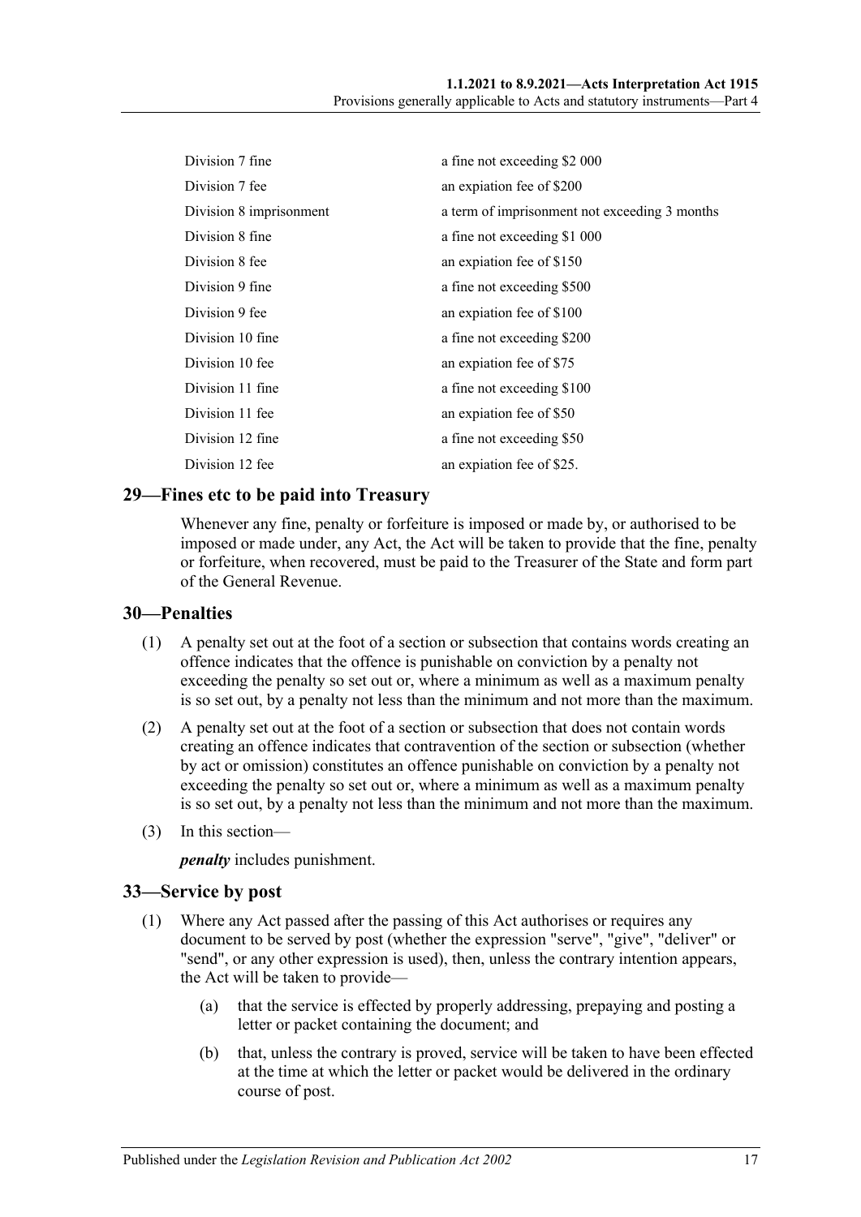| | |
|---|---|
| Division 7 fine | a fine not exceeding $2 000 |
| Division 7 fee | an expiation fee of $200 |
| Division 8 imprisonment | a term of imprisonment not exceeding 3 months |
| Division 8 fine | a fine not exceeding $1 000 |
| Division 8 fee | an expiation fee of $150 |
| Division 9 fine | a fine not exceeding $500 |
| Division 9 fee | an expiation fee of $100 |
| Division 10 fine | a fine not exceeding $200 |
| Division 10 fee | an expiation fee of $75 |
| Division 11 fine | a fine not exceeding $100 |
| Division 11 fee | an expiation fee of $50 |
| Division 12 fine | a fine not exceeding $50 |
| Division 12 fee | an expiation fee of $25. |

## 29—Fines etc to be paid into Treasury

Whenever any fine, penalty or forfeiture is imposed or made by, or authorised to be imposed or made under, any Act, the Act will be taken to provide that the fine, penalty or forfeiture, when recovered, must be paid to the Treasurer of the State and form part of the General Revenue.

## 30—Penalties

(1) A penalty set out at the foot of a section or subsection that contains words creating an offence indicates that the offence is punishable on conviction by a penalty not exceeding the penalty so set out or, where a minimum as well as a maximum penalty is so set out, by a penalty not less than the minimum and not more than the maximum.

(2) A penalty set out at the foot of a section or subsection that does not contain words creating an offence indicates that contravention of the section or subsection (whether by act or omission) constitutes an offence punishable on conviction by a penalty not exceeding the penalty so set out or, where a minimum as well as a maximum penalty is so set out, by a penalty not less than the minimum and not more than the maximum.

(3) In this section—

***penalty*** includes punishment.

## 33—Service by post

(1) Where any Act passed after the passing of this Act authorises or requires any document to be served by post (whether the expression "serve", "give", "deliver" or "send", or any other expression is used), then, unless the contrary intention appears, the Act will be taken to provide—

(a) that the service is effected by properly addressing, prepaying and posting a letter or packet containing the document; and

(b) that, unless the contrary is proved, service will be taken to have been effected at the time at which the letter or packet would be delivered in the ordinary course of post.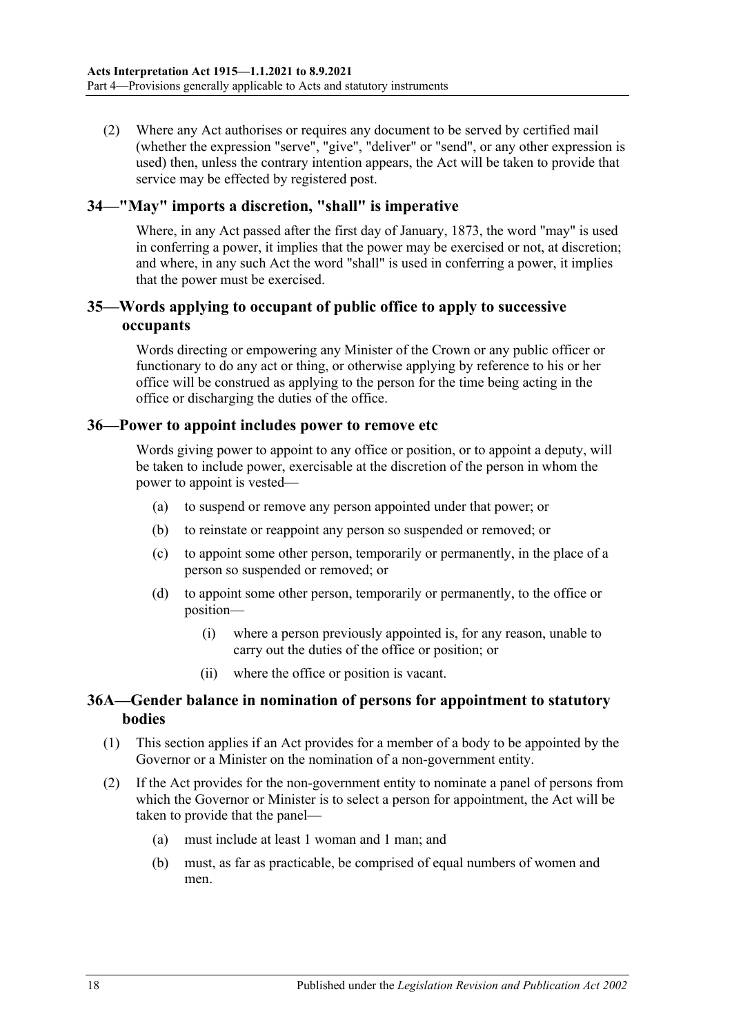(2) Where any Act authorises or requires any document to be served by certified mail (whether the expression "serve", "give", "deliver" or "send", or any other expression is used) then, unless the contrary intention appears, the Act will be taken to provide that service may be effected by registered post.

## 34—"May" imports a discretion, "shall" is imperative

Where, in any Act passed after the first day of January, 1873, the word "may" is used in conferring a power, it implies that the power may be exercised or not, at discretion; and where, in any such Act the word "shall" is used in conferring a power, it implies that the power must be exercised.

## 35—Words applying to occupant of public office to apply to successive occupants

Words directing or empowering any Minister of the Crown or any public officer or functionary to do any act or thing, or otherwise applying by reference to his or her office will be construed as applying to the person for the time being acting in the office or discharging the duties of the office.

## 36—Power to appoint includes power to remove etc

Words giving power to appoint to any office or position, or to appoint a deputy, will be taken to include power, exercisable at the discretion of the person in whom the power to appoint is vested—

(a) to suspend or remove any person appointed under that power; or

(b) to reinstate or reappoint any person so suspended or removed; or

(c) to appoint some other person, temporarily or permanently, in the place of a person so suspended or removed; or

(d) to appoint some other person, temporarily or permanently, to the office or position—

(i) where a person previously appointed is, for any reason, unable to carry out the duties of the office or position; or

(ii) where the office or position is vacant.

## 36A—Gender balance in nomination of persons for appointment to statutory bodies

(1) This section applies if an Act provides for a member of a body to be appointed by the Governor or a Minister on the nomination of a non-government entity.

(2) If the Act provides for the non-government entity to nominate a panel of persons from which the Governor or Minister is to select a person for appointment, the Act will be taken to provide that the panel—

(a) must include at least 1 woman and 1 man; and

(b) must, as far as practicable, be comprised of equal numbers of women and men.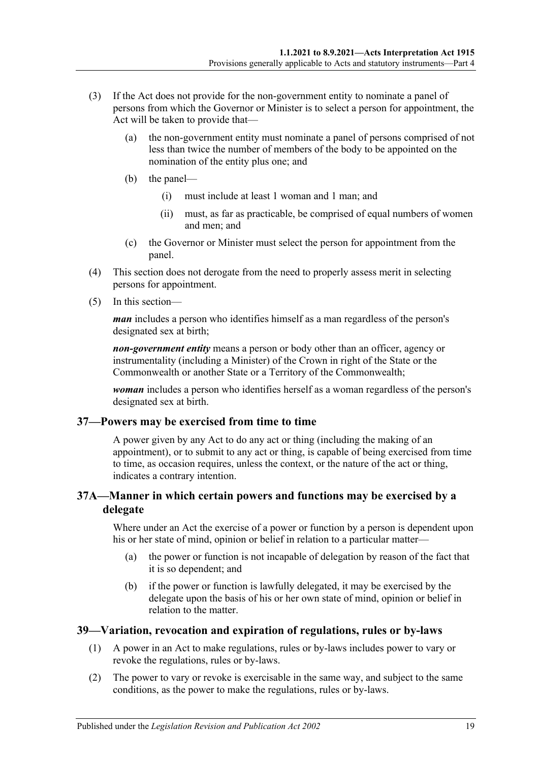(3) If the Act does not provide for the non-government entity to nominate a panel of persons from which the Governor or Minister is to select a person for appointment, the Act will be taken to provide that—

(a) the non-government entity must nominate a panel of persons comprised of not less than twice the number of members of the body to be appointed on the nomination of the entity plus one; and

(b) the panel—

(i) must include at least 1 woman and 1 man; and

(ii) must, as far as practicable, be comprised of equal numbers of women and men; and

(c) the Governor or Minister must select the person for appointment from the panel.

(4) This section does not derogate from the need to properly assess merit in selecting persons for appointment.

(5) In this section—

***man*** includes a person who identifies himself as a man regardless of the person's designated sex at birth;

***non-government entity*** means a person or body other than an officer, agency or instrumentality (including a Minister) of the Crown in right of the State or the Commonwealth or another State or a Territory of the Commonwealth;

***woman*** includes a person who identifies herself as a woman regardless of the person's designated sex at birth.

## 37—Powers may be exercised from time to time

A power given by any Act to do any act or thing (including the making of an appointment), or to submit to any act or thing, is capable of being exercised from time to time, as occasion requires, unless the context, or the nature of the act or thing, indicates a contrary intention.

## 37A—Manner in which certain powers and functions may be exercised by a delegate

Where under an Act the exercise of a power or function by a person is dependent upon his or her state of mind, opinion or belief in relation to a particular matter—

(a) the power or function is not incapable of delegation by reason of the fact that it is so dependent; and

(b) if the power or function is lawfully delegated, it may be exercised by the delegate upon the basis of his or her own state of mind, opinion or belief in relation to the matter.

## 39—Variation, revocation and expiration of regulations, rules or by-laws

(1) A power in an Act to make regulations, rules or by-laws includes power to vary or revoke the regulations, rules or by-laws.

(2) The power to vary or revoke is exercisable in the same way, and subject to the same conditions, as the power to make the regulations, rules or by-laws.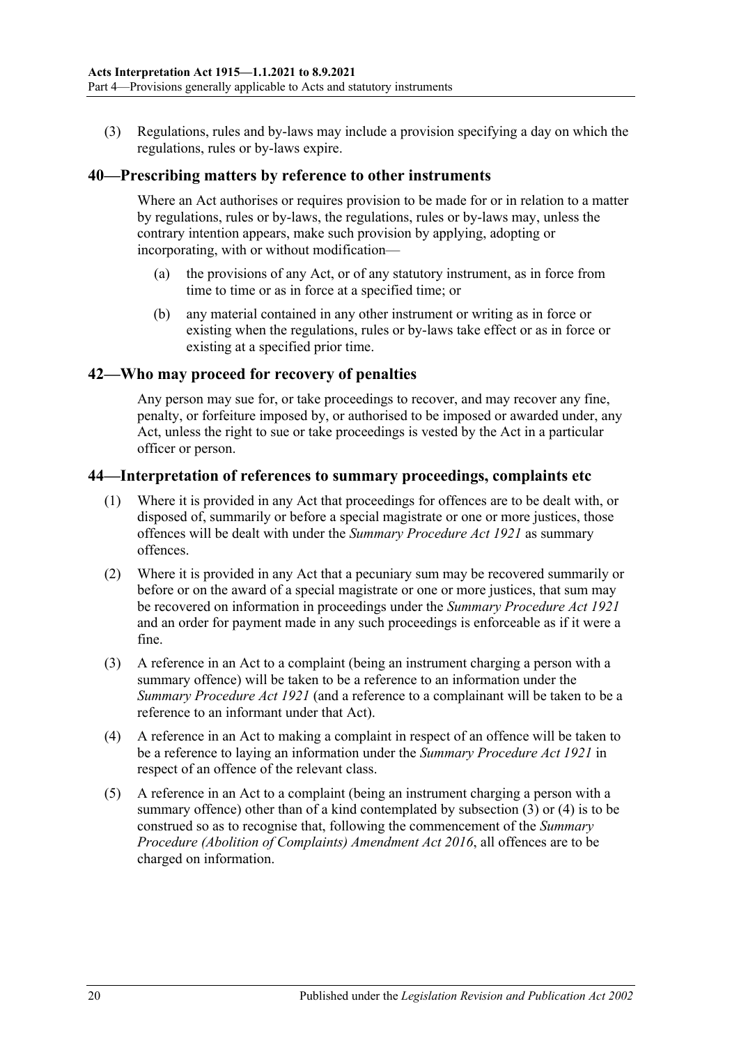(3) Regulations, rules and by-laws may include a provision specifying a day on which the regulations, rules or by-laws expire.

## 40—Prescribing matters by reference to other instruments

Where an Act authorises or requires provision to be made for or in relation to a matter by regulations, rules or by-laws, the regulations, rules or by-laws may, unless the contrary intention appears, make such provision by applying, adopting or incorporating, with or without modification—

(a) the provisions of any Act, or of any statutory instrument, as in force from time to time or as in force at a specified time; or

(b) any material contained in any other instrument or writing as in force or existing when the regulations, rules or by-laws take effect or as in force or existing at a specified prior time.

## 42—Who may proceed for recovery of penalties

Any person may sue for, or take proceedings to recover, and may recover any fine, penalty, or forfeiture imposed by, or authorised to be imposed or awarded under, any Act, unless the right to sue or take proceedings is vested by the Act in a particular officer or person.

## 44—Interpretation of references to summary proceedings, complaints etc

(1) Where it is provided in any Act that proceedings for offences are to be dealt with, or disposed of, summarily or before a special magistrate or one or more justices, those offences will be dealt with under the *Summary Procedure Act 1921* as summary offences.

(2) Where it is provided in any Act that a pecuniary sum may be recovered summarily or before or on the award of a special magistrate or one or more justices, that sum may be recovered on information in proceedings under the *Summary Procedure Act 1921* and an order for payment made in any such proceedings is enforceable as if it were a fine.

(3) A reference in an Act to a complaint (being an instrument charging a person with a summary offence) will be taken to be a reference to an information under the *Summary Procedure Act 1921* (and a reference to a complainant will be taken to be a reference to an informant under that Act).

(4) A reference in an Act to making a complaint in respect of an offence will be taken to be a reference to laying an information under the *Summary Procedure Act 1921* in respect of an offence of the relevant class.

(5) A reference in an Act to a complaint (being an instrument charging a person with a summary offence) other than of a kind contemplated by subsection (3) or (4) is to be construed so as to recognise that, following the commencement of the *Summary Procedure (Abolition of Complaints) Amendment Act 2016*, all offences are to be charged on information.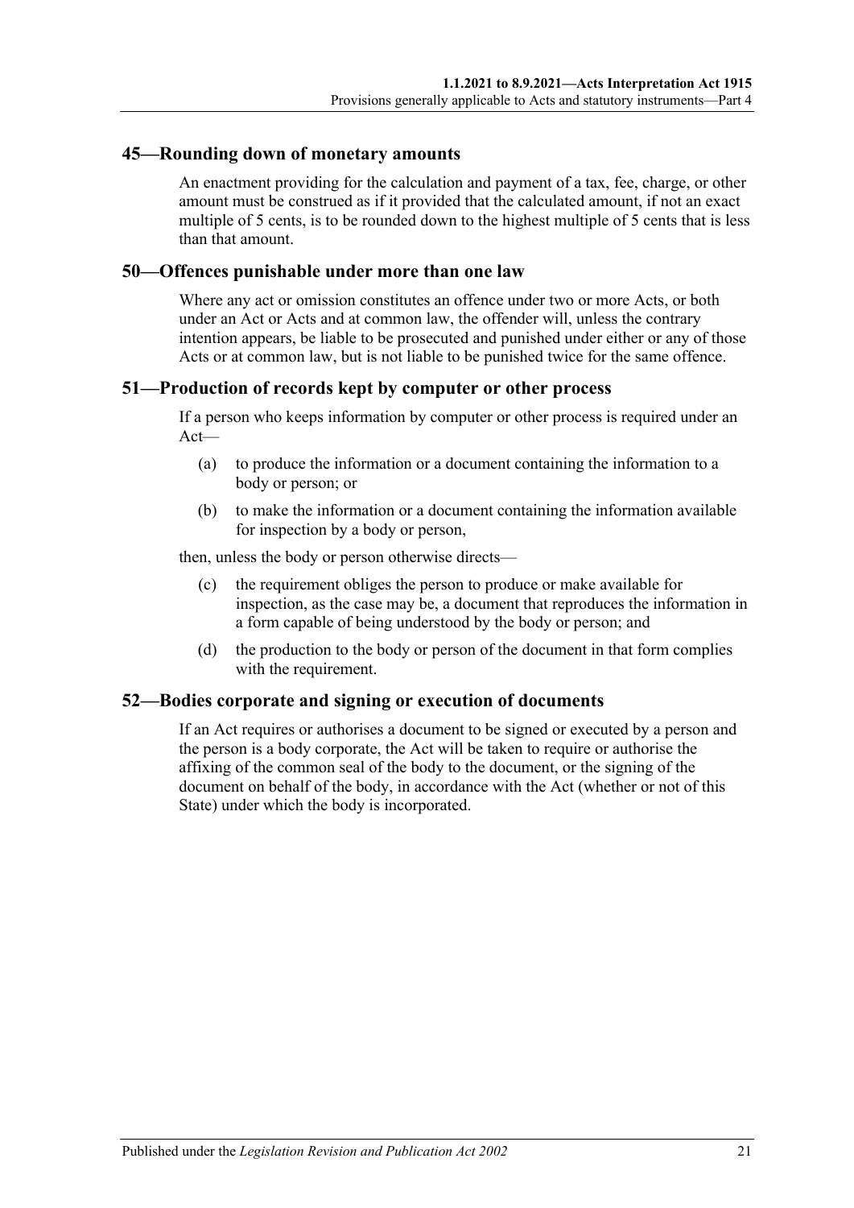## 45—Rounding down of monetary amounts

An enactment providing for the calculation and payment of a tax, fee, charge, or other amount must be construed as if it provided that the calculated amount, if not an exact multiple of 5 cents, is to be rounded down to the highest multiple of 5 cents that is less than that amount.

## 50—Offences punishable under more than one law

Where any act or omission constitutes an offence under two or more Acts, or both under an Act or Acts and at common law, the offender will, unless the contrary intention appears, be liable to be prosecuted and punished under either or any of those Acts or at common law, but is not liable to be punished twice for the same offence.

## 51—Production of records kept by computer or other process

If a person who keeps information by computer or other process is required under an Act—

(a) to produce the information or a document containing the information to a body or person; or

(b) to make the information or a document containing the information available for inspection by a body or person,

then, unless the body or person otherwise directs—

(c) the requirement obliges the person to produce or make available for inspection, as the case may be, a document that reproduces the information in a form capable of being understood by the body or person; and

(d) the production to the body or person of the document in that form complies with the requirement.

## 52—Bodies corporate and signing or execution of documents

If an Act requires or authorises a document to be signed or executed by a person and the person is a body corporate, the Act will be taken to require or authorise the affixing of the common seal of the body to the document, or the signing of the document on behalf of the body, in accordance with the Act (whether or not of this State) under which the body is incorporated.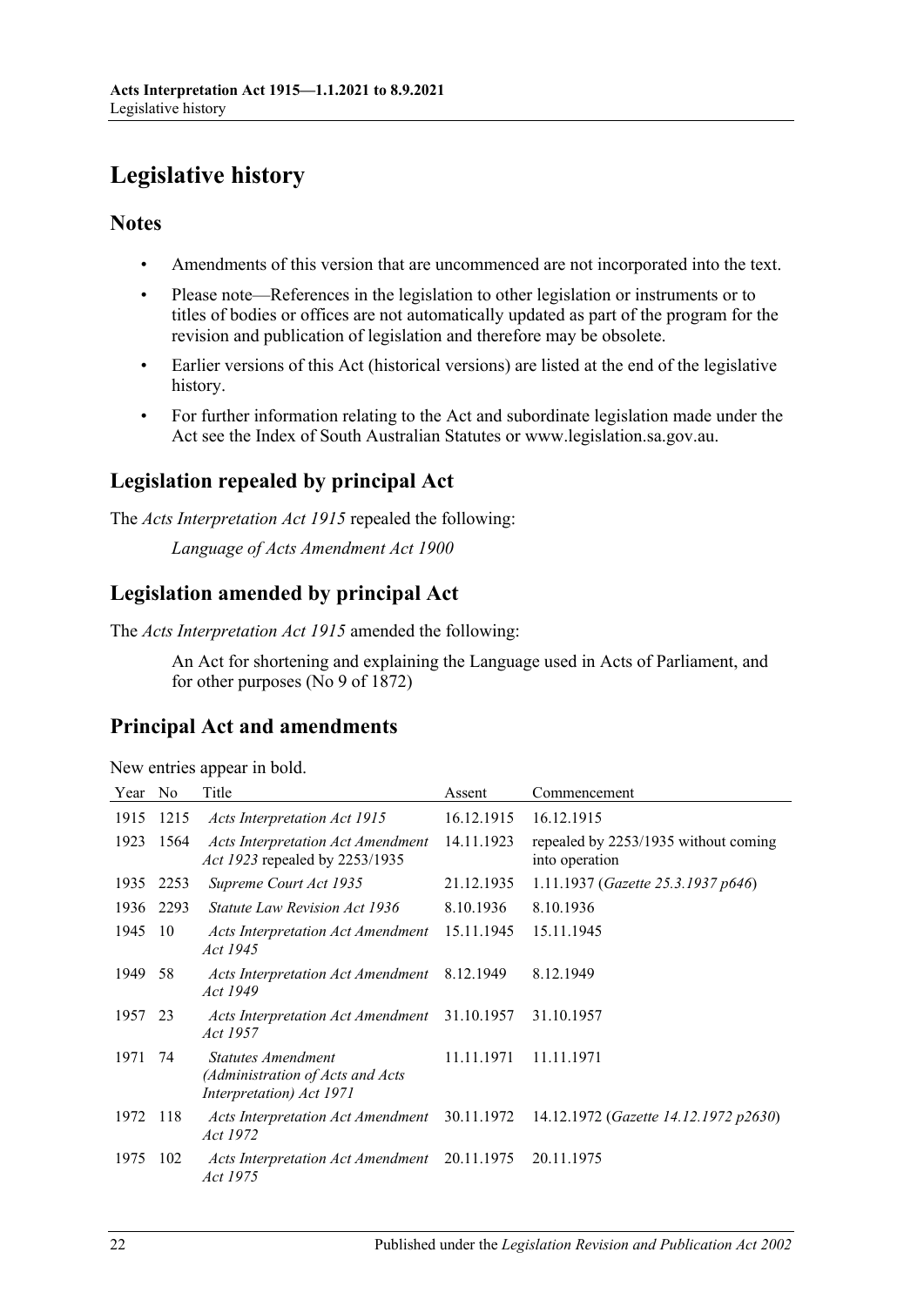# Legislative history

## Notes

- Amendments of this version that are uncommenced are not incorporated into the text.
- Please note—References in the legislation to other legislation or instruments or to titles of bodies or offices are not automatically updated as part of the program for the revision and publication of legislation and therefore may be obsolete.
- Earlier versions of this Act (historical versions) are listed at the end of the legislative history.
- For further information relating to the Act and subordinate legislation made under the Act see the Index of South Australian Statutes or www.legislation.sa.gov.au.

## Legislation repealed by principal Act

The *Acts Interpretation Act 1915* repealed the following:

*Language of Acts Amendment Act 1900*

## Legislation amended by principal Act

The *Acts Interpretation Act 1915* amended the following:

An Act for shortening and explaining the Language used in Acts of Parliament, and for other purposes (No 9 of 1872)

## Principal Act and amendments

New entries appear in bold.

| Year | No | Title | Assent | Commencement |
|---|---|---|---|---|
| 1915 | 1215 | *Acts Interpretation Act 1915* | 16.12.1915 | 16.12.1915 |
| 1923 | 1564 | *Acts Interpretation Act Amendment Act 1923* repealed by 2253/1935 | 14.11.1923 | repealed by 2253/1935 without coming into operation |
| 1935 | 2253 | *Supreme Court Act 1935* | 21.12.1935 | 1.11.1937 (*Gazette 25.3.1937 p646*) |
| 1936 | 2293 | *Statute Law Revision Act 1936* | 8.10.1936 | 8.10.1936 |
| 1945 | 10 | *Acts Interpretation Act Amendment Act 1945* | 15.11.1945 | 15.11.1945 |
| 1949 | 58 | *Acts Interpretation Act Amendment Act 1949* | 8.12.1949 | 8.12.1949 |
| 1957 | 23 | *Acts Interpretation Act Amendment Act 1957* | 31.10.1957 | 31.10.1957 |
| 1971 | 74 | *Statutes Amendment (Administration of Acts and Acts Interpretation) Act 1971* | 11.11.1971 | 11.11.1971 |
| 1972 | 118 | *Acts Interpretation Act Amendment Act 1972* | 30.11.1972 | 14.12.1972 (*Gazette 14.12.1972 p2630*) |
| 1975 | 102 | *Acts Interpretation Act Amendment Act 1975* | 20.11.1975 | 20.11.1975 |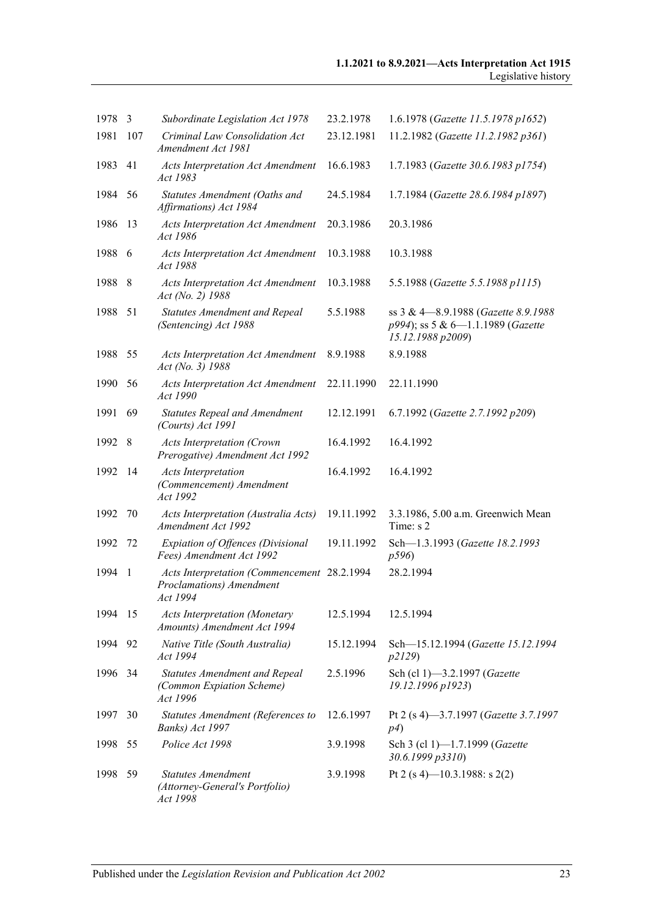| | | | | |
|---|---|---|---|---|
| 1978 | 3 | *Subordinate Legislation Act 1978* | 23.2.1978 | 1.6.1978 (*Gazette 11.5.1978 p1652*) |
| 1981 | 107 | *Criminal Law Consolidation Act Amendment Act 1981* | 23.12.1981 | 11.2.1982 (*Gazette 11.2.1982 p361*) |
| 1983 | 41 | *Acts Interpretation Act Amendment Act 1983* | 16.6.1983 | 1.7.1983 (*Gazette 30.6.1983 p1754*) |
| 1984 | 56 | *Statutes Amendment (Oaths and Affirmations) Act 1984* | 24.5.1984 | 1.7.1984 (*Gazette 28.6.1984 p1897*) |
| 1986 | 13 | *Acts Interpretation Act Amendment Act 1986* | 20.3.1986 | 20.3.1986 |
| 1988 | 6 | *Acts Interpretation Act Amendment Act 1988* | 10.3.1988 | 10.3.1988 |
| 1988 | 8 | *Acts Interpretation Act Amendment Act (No. 2) 1988* | 10.3.1988 | 5.5.1988 (*Gazette 5.5.1988 p1115*) |
| 1988 | 51 | *Statutes Amendment and Repeal (Sentencing) Act 1988* | 5.5.1988 | ss 3 & 4—8.9.1988 (*Gazette 8.9.1988 p994*); ss 5 & 6—1.1.1989 (*Gazette 15.12.1988 p2009*) |
| 1988 | 55 | *Acts Interpretation Act Amendment Act (No. 3) 1988* | 8.9.1988 | 8.9.1988 |
| 1990 | 56 | *Acts Interpretation Act Amendment Act 1990* | 22.11.1990 | 22.11.1990 |
| 1991 | 69 | *Statutes Repeal and Amendment (Courts) Act 1991* | 12.12.1991 | 6.7.1992 (*Gazette 2.7.1992 p209*) |
| 1992 | 8 | *Acts Interpretation (Crown Prerogative) Amendment Act 1992* | 16.4.1992 | 16.4.1992 |
| 1992 | 14 | *Acts Interpretation (Commencement) Amendment Act 1992* | 16.4.1992 | 16.4.1992 |
| 1992 | 70 | *Acts Interpretation (Australia Acts) Amendment Act 1992* | 19.11.1992 | 3.3.1986, 5.00 a.m. Greenwich Mean Time: s 2 |
| 1992 | 72 | *Expiation of Offences (Divisional Fees) Amendment Act 1992* | 19.11.1992 | Sch—1.3.1993 (*Gazette 18.2.1993 p596*) |
| 1994 | 1 | *Acts Interpretation (Commencement Proclamations) Amendment Act 1994* | 28.2.1994 | 28.2.1994 |
| 1994 | 15 | *Acts Interpretation (Monetary Amounts) Amendment Act 1994* | 12.5.1994 | 12.5.1994 |
| 1994 | 92 | *Native Title (South Australia) Act 1994* | 15.12.1994 | Sch—15.12.1994 (*Gazette 15.12.1994 p2129*) |
| 1996 | 34 | *Statutes Amendment and Repeal (Common Expiation Scheme) Act 1996* | 2.5.1996 | Sch (cl 1)—3.2.1997 (*Gazette 19.12.1996 p1923*) |
| 1997 | 30 | *Statutes Amendment (References to Banks) Act 1997* | 12.6.1997 | Pt 2 (s 4)—3.7.1997 (*Gazette 3.7.1997 p4*) |
| 1998 | 55 | *Police Act 1998* | 3.9.1998 | Sch 3 (cl 1)—1.7.1999 (*Gazette 30.6.1999 p3310*) |
| 1998 | 59 | *Statutes Amendment (Attorney-General's Portfolio) Act 1998* | 3.9.1998 | Pt 2 (s 4)—10.3.1988: s 2(2) |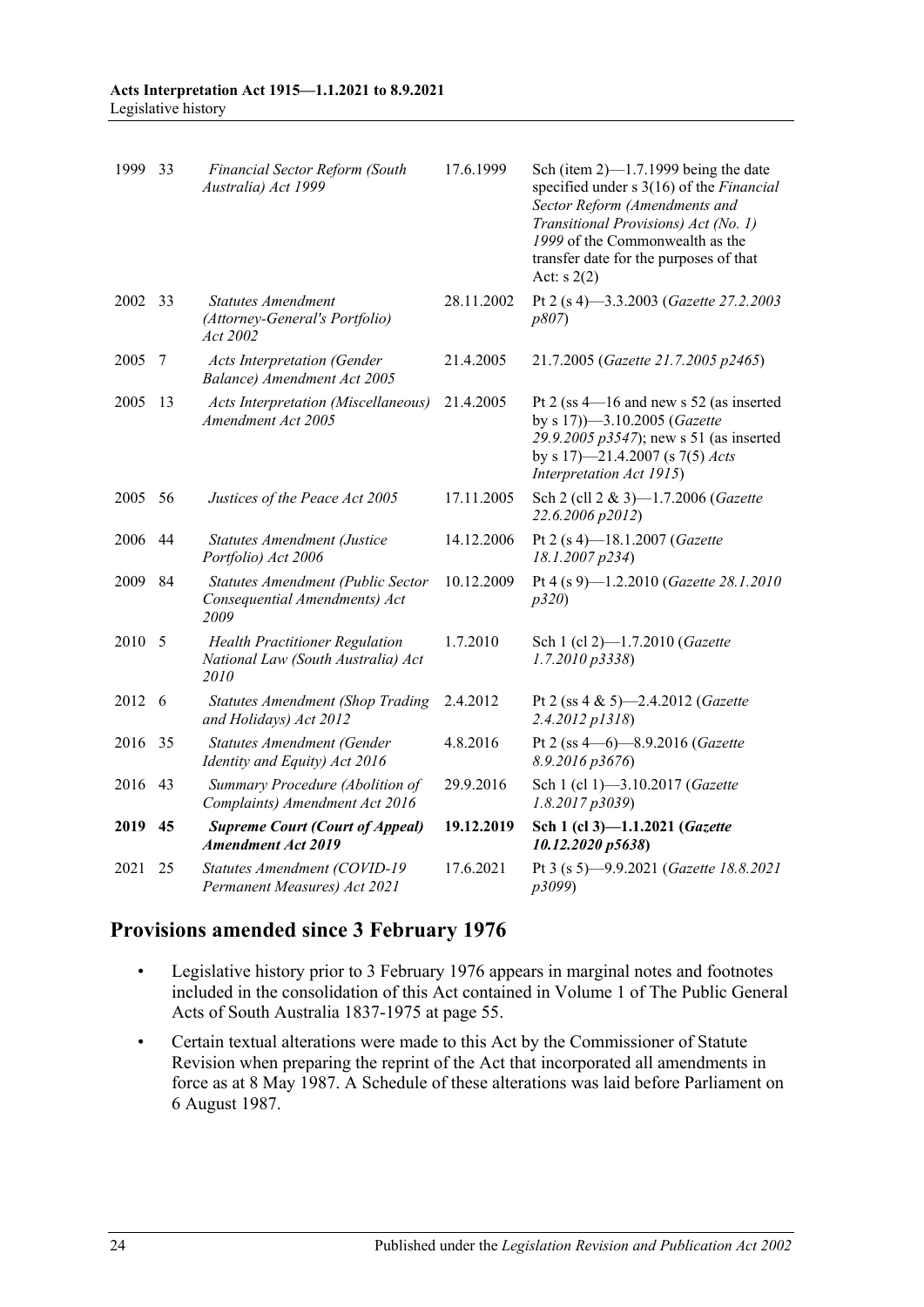| | | | | |
|---|---|---|---|---|
| 1999 | 33 | *Financial Sector Reform (South Australia) Act 1999* | 17.6.1999 | Sch (item 2)—1.7.1999 being the date specified under s 3(16) of the *Financial Sector Reform (Amendments and Transitional Provisions) Act (No. 1) 1999* of the Commonwealth as the transfer date for the purposes of that Act: s 2(2) |
| 2002 | 33 | *Statutes Amendment (Attorney-General's Portfolio) Act 2002* | 28.11.2002 | Pt 2 (s 4)—3.3.2003 (*Gazette 27.2.2003 p807*) |
| 2005 | 7 | *Acts Interpretation (Gender Balance) Amendment Act 2005* | 21.4.2005 | 21.7.2005 (*Gazette 21.7.2005 p2465*) |
| 2005 | 13 | *Acts Interpretation (Miscellaneous) Amendment Act 2005* | 21.4.2005 | Pt 2 (ss 4—16 and new s 52 (as inserted by s 17))—3.10.2005 (*Gazette 29.9.2005 p3547*); new s 51 (as inserted by s 17)—21.4.2007 (s 7(5) *Acts Interpretation Act 1915*) |
| 2005 | 56 | *Justices of the Peace Act 2005* | 17.11.2005 | Sch 2 (cll 2 & 3)—1.7.2006 (*Gazette 22.6.2006 p2012*) |
| 2006 | 44 | *Statutes Amendment (Justice Portfolio) Act 2006* | 14.12.2006 | Pt 2 (s 4)—18.1.2007 (*Gazette 18.1.2007 p234*) |
| 2009 | 84 | *Statutes Amendment (Public Sector Consequential Amendments) Act 2009* | 10.12.2009 | Pt 4 (s 9)—1.2.2010 (*Gazette 28.1.2010 p320*) |
| 2010 | 5 | *Health Practitioner Regulation National Law (South Australia) Act 2010* | 1.7.2010 | Sch 1 (cl 2)—1.7.2010 (*Gazette 1.7.2010 p3338*) |
| 2012 | 6 | *Statutes Amendment (Shop Trading and Holidays) Act 2012* | 2.4.2012 | Pt 2 (ss 4 & 5)—2.4.2012 (*Gazette 2.4.2012 p1318*) |
| 2016 | 35 | *Statutes Amendment (Gender Identity and Equity) Act 2016* | 4.8.2016 | Pt 2 (ss 4—6)—8.9.2016 (*Gazette 8.9.2016 p3676*) |
| 2016 | 43 | *Summary Procedure (Abolition of Complaints) Amendment Act 2016* | 29.9.2016 | Sch 1 (cl 1)—3.10.2017 (*Gazette 1.8.2017 p3039*) |
| **2019** | **45** | ***Supreme Court (Court of Appeal) Amendment Act 2019*** | **19.12.2019** | **Sch 1 (cl 3)—1.1.2021 (*Gazette 10.12.2020 p5638*)** |
| 2021 | 25 | *Statutes Amendment (COVID-19 Permanent Measures) Act 2021* | 17.6.2021 | Pt 3 (s 5)—9.9.2021 (*Gazette 18.8.2021 p3099*) |

## Provisions amended since 3 February 1976

- Legislative history prior to 3 February 1976 appears in marginal notes and footnotes included in the consolidation of this Act contained in Volume 1 of The Public General Acts of South Australia 1837-1975 at page 55.
- Certain textual alterations were made to this Act by the Commissioner of Statute Revision when preparing the reprint of the Act that incorporated all amendments in force as at 8 May 1987. A Schedule of these alterations was laid before Parliament on 6 August 1987.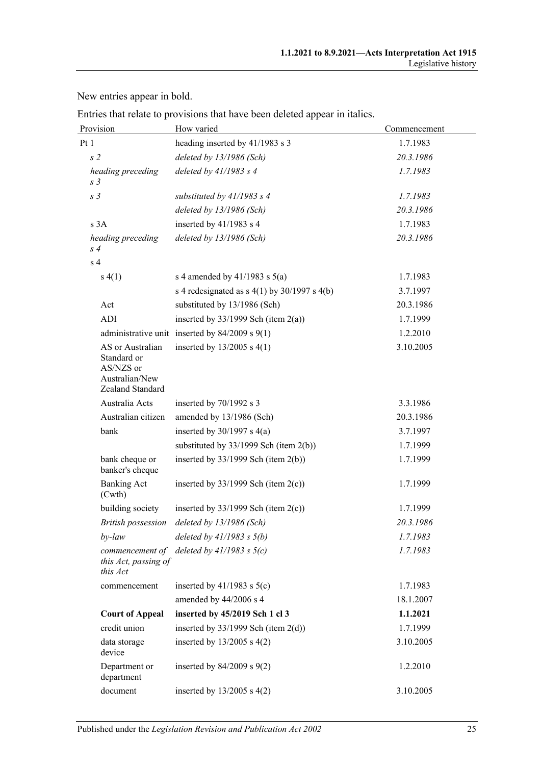New entries appear in bold.

Entries that relate to provisions that have been deleted appear in italics.

| Provision | How varied | Commencement |
|---|---|---|
| Pt 1 | heading inserted by 41/1983 s 3 | 1.7.1983 |
| *s 2* | *deleted by 13/1986 (Sch)* | *20.3.1986* |
| *heading preceding s 3* | *deleted by 41/1983 s 4* | *1.7.1983* |
| *s 3* | *substituted by 41/1983 s 4* | *1.7.1983* |
| | *deleted by 13/1986 (Sch)* | *20.3.1986* |
| s 3A | inserted by 41/1983 s 4 | 1.7.1983 |
| *heading preceding s 4* | *deleted by 13/1986 (Sch)* | *20.3.1986* |
| s 4 | | |
| s 4(1) | s 4 amended by 41/1983 s 5(a) | 1.7.1983 |
| | s 4 redesignated as s 4(1) by 30/1997 s 4(b) | 3.7.1997 |
| Act | substituted by 13/1986 (Sch) | 20.3.1986 |
| ADI | inserted by 33/1999 Sch (item 2(a)) | 1.7.1999 |
| administrative unit | inserted by 84/2009 s 9(1) | 1.2.2010 |
| AS or Australian Standard or AS/NZS or Australian/New Zealand Standard | inserted by 13/2005 s 4(1) | 3.10.2005 |
| Australia Acts | inserted by 70/1992 s 3 | 3.3.1986 |
| Australian citizen | amended by 13/1986 (Sch) | 20.3.1986 |
| bank | inserted by 30/1997 s 4(a) | 3.7.1997 |
| | substituted by 33/1999 Sch (item 2(b)) | 1.7.1999 |
| bank cheque or banker's cheque | inserted by 33/1999 Sch (item 2(b)) | 1.7.1999 |
| Banking Act (Cwth) | inserted by 33/1999 Sch (item 2(c)) | 1.7.1999 |
| building society | inserted by 33/1999 Sch (item 2(c)) | 1.7.1999 |
| *British possession* | *deleted by 13/1986 (Sch)* | *20.3.1986* |
| *by-law* | *deleted by 41/1983 s 5(b)* | *1.7.1983* |
| *commencement of this Act, passing of this Act* | *deleted by 41/1983 s 5(c)* | *1.7.1983* |
| commencement | inserted by 41/1983 s 5(c) | 1.7.1983 |
| | amended by 44/2006 s 4 | 18.1.2007 |
| **Court of Appeal** | **inserted by 45/2019 Sch 1 cl 3** | **1.1.2021** |
| credit union | inserted by 33/1999 Sch (item 2(d)) | 1.7.1999 |
| data storage device | inserted by 13/2005 s 4(2) | 3.10.2005 |
| Department or department | inserted by 84/2009 s 9(2) | 1.2.2010 |
| document | inserted by 13/2005 s 4(2) | 3.10.2005 |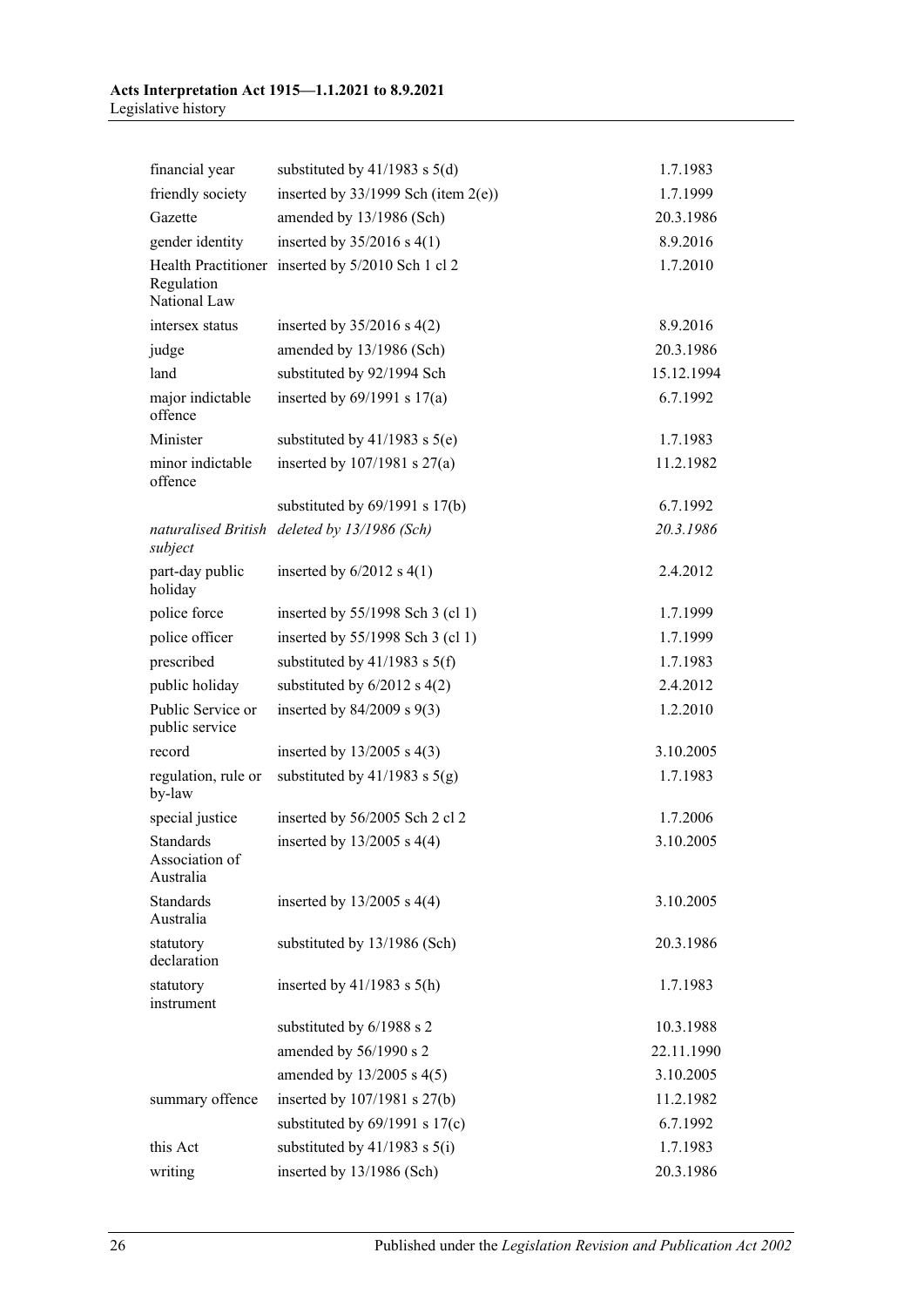| | | |
|---|---|---|
| financial year | substituted by 41/1983 s 5(d) | 1.7.1983 |
| friendly society | inserted by 33/1999 Sch (item 2(e)) | 1.7.1999 |
| Gazette | amended by 13/1986 (Sch) | 20.3.1986 |
| gender identity | inserted by 35/2016 s 4(1) | 8.9.2016 |
| Health Practitioner Regulation National Law | inserted by 5/2010 Sch 1 cl 2 | 1.7.2010 |
| intersex status | inserted by 35/2016 s 4(2) | 8.9.2016 |
| judge | amended by 13/1986 (Sch) | 20.3.1986 |
| land | substituted by 92/1994 Sch | 15.12.1994 |
| major indictable offence | inserted by 69/1991 s 17(a) | 6.7.1992 |
| Minister | substituted by 41/1983 s 5(e) | 1.7.1983 |
| minor indictable offence | inserted by 107/1981 s 27(a) | 11.2.1982 |
| | substituted by 69/1991 s 17(b) | 6.7.1992 |
| *naturalised British subject* | *deleted by 13/1986 (Sch)* | *20.3.1986* |
| part-day public holiday | inserted by 6/2012 s 4(1) | 2.4.2012 |
| police force | inserted by 55/1998 Sch 3 (cl 1) | 1.7.1999 |
| police officer | inserted by 55/1998 Sch 3 (cl 1) | 1.7.1999 |
| prescribed | substituted by 41/1983 s 5(f) | 1.7.1983 |
| public holiday | substituted by 6/2012 s 4(2) | 2.4.2012 |
| Public Service or public service | inserted by 84/2009 s 9(3) | 1.2.2010 |
| record | inserted by 13/2005 s 4(3) | 3.10.2005 |
| regulation, rule or by-law | substituted by 41/1983 s 5(g) | 1.7.1983 |
| special justice | inserted by 56/2005 Sch 2 cl 2 | 1.7.2006 |
| Standards Association of Australia | inserted by 13/2005 s 4(4) | 3.10.2005 |
| Standards Australia | inserted by 13/2005 s 4(4) | 3.10.2005 |
| statutory declaration | substituted by 13/1986 (Sch) | 20.3.1986 |
| statutory instrument | inserted by 41/1983 s 5(h) | 1.7.1983 |
| | substituted by 6/1988 s 2 | 10.3.1988 |
| | amended by 56/1990 s 2 | 22.11.1990 |
| | amended by 13/2005 s 4(5) | 3.10.2005 |
| summary offence | inserted by 107/1981 s 27(b) | 11.2.1982 |
| | substituted by 69/1991 s 17(c) | 6.7.1992 |
| this Act | substituted by 41/1983 s 5(i) | 1.7.1983 |
| writing | inserted by 13/1986 (Sch) | 20.3.1986 |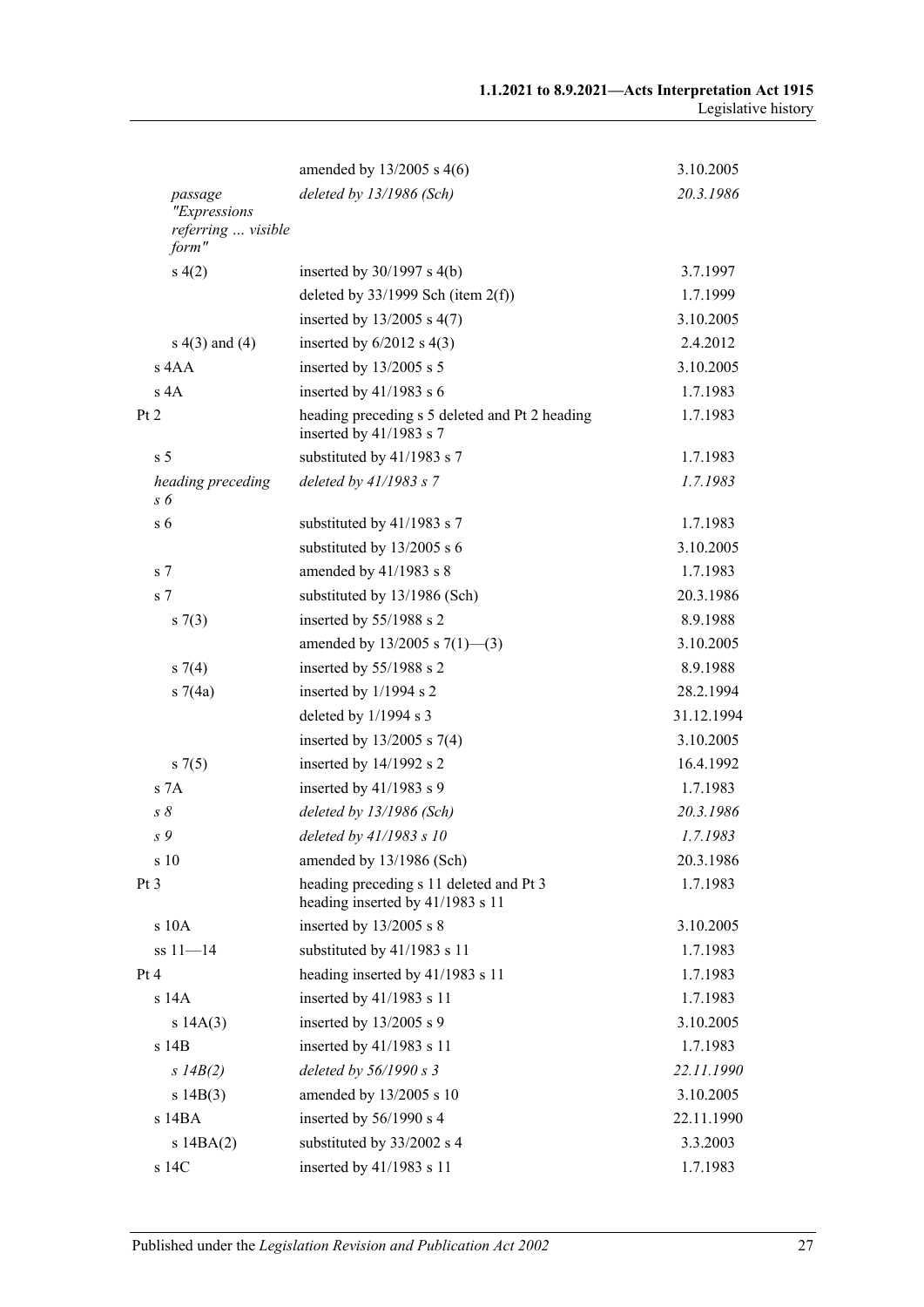| | | |
|---|---|---|
| | amended by 13/2005 s 4(6) | 3.10.2005 |
| *passage "Expressions referring … visible form"* | *deleted by 13/1986 (Sch)* | *20.3.1986* |
| s 4(2) | inserted by 30/1997 s 4(b) | 3.7.1997 |
| | deleted by 33/1999 Sch (item 2(f)) | 1.7.1999 |
| | inserted by 13/2005 s 4(7) | 3.10.2005 |
| s 4(3) and (4) | inserted by 6/2012 s 4(3) | 2.4.2012 |
| s 4AA | inserted by 13/2005 s 5 | 3.10.2005 |
| s 4A | inserted by 41/1983 s 6 | 1.7.1983 |
| Pt 2 | heading preceding s 5 deleted and Pt 2 heading inserted by 41/1983 s 7 | 1.7.1983 |
| s 5 | substituted by 41/1983 s 7 | 1.7.1983 |
| *heading preceding s 6* | *deleted by 41/1983 s 7* | *1.7.1983* |
| s 6 | substituted by 41/1983 s 7 | 1.7.1983 |
| | substituted by 13/2005 s 6 | 3.10.2005 |
| s 7 | amended by 41/1983 s 8 | 1.7.1983 |
| s 7 | substituted by 13/1986 (Sch) | 20.3.1986 |
| s 7(3) | inserted by 55/1988 s 2 | 8.9.1988 |
| | amended by 13/2005 s 7(1)—(3) | 3.10.2005 |
| s 7(4) | inserted by 55/1988 s 2 | 8.9.1988 |
| s 7(4a) | inserted by 1/1994 s 2 | 28.2.1994 |
| | deleted by 1/1994 s 3 | 31.12.1994 |
| | inserted by 13/2005 s 7(4) | 3.10.2005 |
| s 7(5) | inserted by 14/1992 s 2 | 16.4.1992 |
| s 7A | inserted by 41/1983 s 9 | 1.7.1983 |
| *s 8* | *deleted by 13/1986 (Sch)* | *20.3.1986* |
| *s 9* | *deleted by 41/1983 s 10* | *1.7.1983* |
| s 10 | amended by 13/1986 (Sch) | 20.3.1986 |
| Pt 3 | heading preceding s 11 deleted and Pt 3 heading inserted by 41/1983 s 11 | 1.7.1983 |
| s 10A | inserted by 13/2005 s 8 | 3.10.2005 |
| ss 11—14 | substituted by 41/1983 s 11 | 1.7.1983 |
| Pt 4 | heading inserted by 41/1983 s 11 | 1.7.1983 |
| s 14A | inserted by 41/1983 s 11 | 1.7.1983 |
| s 14A(3) | inserted by 13/2005 s 9 | 3.10.2005 |
| s 14B | inserted by 41/1983 s 11 | 1.7.1983 |
| *s 14B(2)* | *deleted by 56/1990 s 3* | *22.11.1990* |
| s 14B(3) | amended by 13/2005 s 10 | 3.10.2005 |
| s 14BA | inserted by 56/1990 s 4 | 22.11.1990 |
| s 14BA(2) | substituted by 33/2002 s 4 | 3.3.2003 |
| s 14C | inserted by 41/1983 s 11 | 1.7.1983 |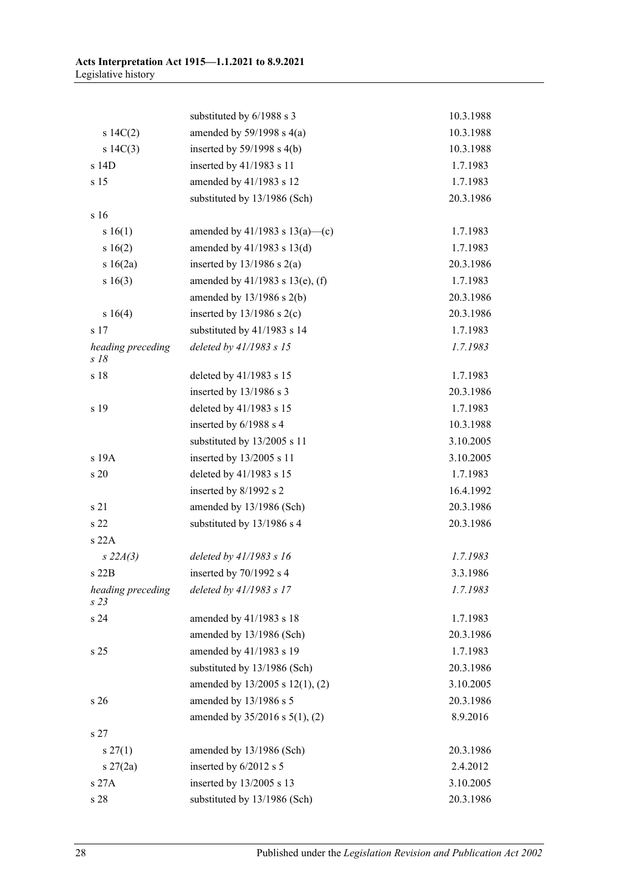| | | |
|---|---|---|
| | substituted by 6/1988 s 3 | 10.3.1988 |
| s 14C(2) | amended by 59/1998 s 4(a) | 10.3.1988 |
| s 14C(3) | inserted by 59/1998 s 4(b) | 10.3.1988 |
| s 14D | inserted by 41/1983 s 11 | 1.7.1983 |
| s 15 | amended by 41/1983 s 12 | 1.7.1983 |
| | substituted by 13/1986 (Sch) | 20.3.1986 |
| s 16 | | |
| s 16(1) | amended by 41/1983 s 13(a)—(c) | 1.7.1983 |
| s 16(2) | amended by 41/1983 s 13(d) | 1.7.1983 |
| s 16(2a) | inserted by 13/1986 s 2(a) | 20.3.1986 |
| s 16(3) | amended by 41/1983 s 13(e), (f) | 1.7.1983 |
| | amended by 13/1986 s 2(b) | 20.3.1986 |
| s 16(4) | inserted by 13/1986 s 2(c) | 20.3.1986 |
| s 17 | substituted by 41/1983 s 14 | 1.7.1983 |
| *heading preceding s 18* | *deleted by 41/1983 s 15* | *1.7.1983* |
| s 18 | deleted by 41/1983 s 15 | 1.7.1983 |
| | inserted by 13/1986 s 3 | 20.3.1986 |
| s 19 | deleted by 41/1983 s 15 | 1.7.1983 |
| | inserted by 6/1988 s 4 | 10.3.1988 |
| | substituted by 13/2005 s 11 | 3.10.2005 |
| s 19A | inserted by 13/2005 s 11 | 3.10.2005 |
| s 20 | deleted by 41/1983 s 15 | 1.7.1983 |
| | inserted by 8/1992 s 2 | 16.4.1992 |
| s 21 | amended by 13/1986 (Sch) | 20.3.1986 |
| s 22 | substituted by 13/1986 s 4 | 20.3.1986 |
| s 22A | | |
| *s 22A(3)* | *deleted by 41/1983 s 16* | *1.7.1983* |
| s 22B | inserted by 70/1992 s 4 | 3.3.1986 |
| *heading preceding s 23* | *deleted by 41/1983 s 17* | *1.7.1983* |
| s 24 | amended by 41/1983 s 18 | 1.7.1983 |
| | amended by 13/1986 (Sch) | 20.3.1986 |
| s 25 | amended by 41/1983 s 19 | 1.7.1983 |
| | substituted by 13/1986 (Sch) | 20.3.1986 |
| | amended by 13/2005 s 12(1), (2) | 3.10.2005 |
| s 26 | amended by 13/1986 s 5 | 20.3.1986 |
| | amended by 35/2016 s 5(1), (2) | 8.9.2016 |
| s 27 | | |
| s 27(1) | amended by 13/1986 (Sch) | 20.3.1986 |
| s 27(2a) | inserted by 6/2012 s 5 | 2.4.2012 |
| s 27A | inserted by 13/2005 s 13 | 3.10.2005 |
| s 28 | substituted by 13/1986 (Sch) | 20.3.1986 |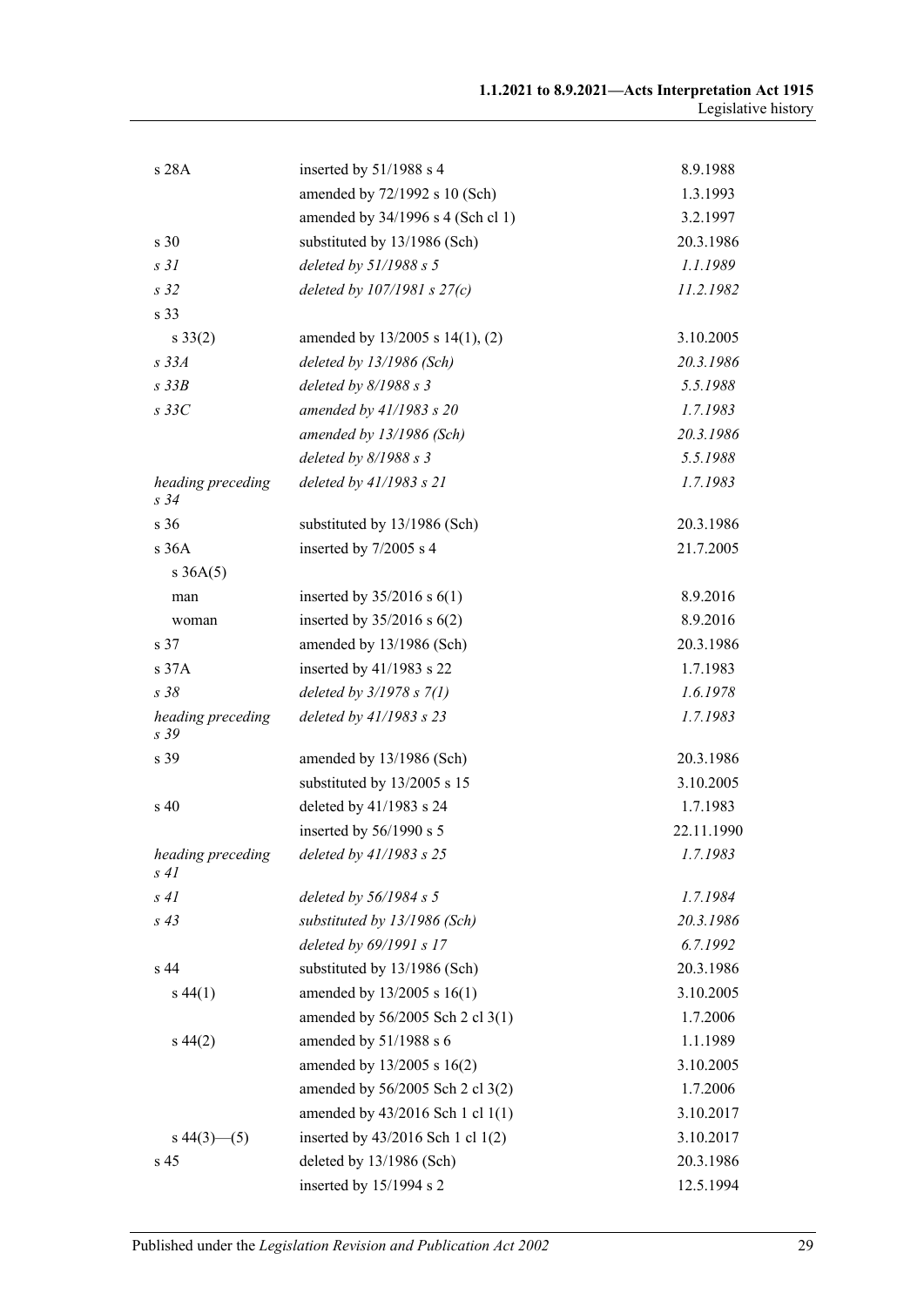| | | |
|---|---|---|
| s 28A | inserted by 51/1988 s 4 | 8.9.1988 |
| | amended by 72/1992 s 10 (Sch) | 1.3.1993 |
| | amended by 34/1996 s 4 (Sch cl 1) | 3.2.1997 |
| s 30 | substituted by 13/1986 (Sch) | 20.3.1986 |
| *s 31* | *deleted by 51/1988 s 5* | *1.1.1989* |
| *s 32* | *deleted by 107/1981 s 27(c)* | *11.2.1982* |
| s 33 | | |
| s 33(2) | amended by 13/2005 s 14(1), (2) | 3.10.2005 |
| *s 33A* | *deleted by 13/1986 (Sch)* | *20.3.1986* |
| *s 33B* | *deleted by 8/1988 s 3* | *5.5.1988* |
| *s 33C* | *amended by 41/1983 s 20* | *1.7.1983* |
| | *amended by 13/1986 (Sch)* | *20.3.1986* |
| | *deleted by 8/1988 s 3* | *5.5.1988* |
| *heading preceding s 34* | *deleted by 41/1983 s 21* | *1.7.1983* |
| s 36 | substituted by 13/1986 (Sch) | 20.3.1986 |
| s 36A | inserted by 7/2005 s 4 | 21.7.2005 |
| s 36A(5) | | |
| man | inserted by 35/2016 s 6(1) | 8.9.2016 |
| woman | inserted by 35/2016 s 6(2) | 8.9.2016 |
| s 37 | amended by 13/1986 (Sch) | 20.3.1986 |
| s 37A | inserted by 41/1983 s 22 | 1.7.1983 |
| *s 38* | *deleted by 3/1978 s 7(1)* | *1.6.1978* |
| *heading preceding s 39* | *deleted by 41/1983 s 23* | *1.7.1983* |
| s 39 | amended by 13/1986 (Sch) | 20.3.1986 |
| | substituted by 13/2005 s 15 | 3.10.2005 |
| s 40 | deleted by 41/1983 s 24 | 1.7.1983 |
| | inserted by 56/1990 s 5 | 22.11.1990 |
| *heading preceding s 41* | *deleted by 41/1983 s 25* | *1.7.1983* |
| *s 41* | *deleted by 56/1984 s 5* | *1.7.1984* |
| *s 43* | *substituted by 13/1986 (Sch)* | *20.3.1986* |
| | *deleted by 69/1991 s 17* | *6.7.1992* |
| s 44 | substituted by 13/1986 (Sch) | 20.3.1986 |
| s 44(1) | amended by 13/2005 s 16(1) | 3.10.2005 |
| | amended by 56/2005 Sch 2 cl 3(1) | 1.7.2006 |
| s 44(2) | amended by 51/1988 s 6 | 1.1.1989 |
| | amended by 13/2005 s 16(2) | 3.10.2005 |
| | amended by 56/2005 Sch 2 cl 3(2) | 1.7.2006 |
| | amended by 43/2016 Sch 1 cl 1(1) | 3.10.2017 |
| s 44(3)—(5) | inserted by 43/2016 Sch 1 cl 1(2) | 3.10.2017 |
| s 45 | deleted by 13/1986 (Sch) | 20.3.1986 |
| | inserted by 15/1994 s 2 | 12.5.1994 |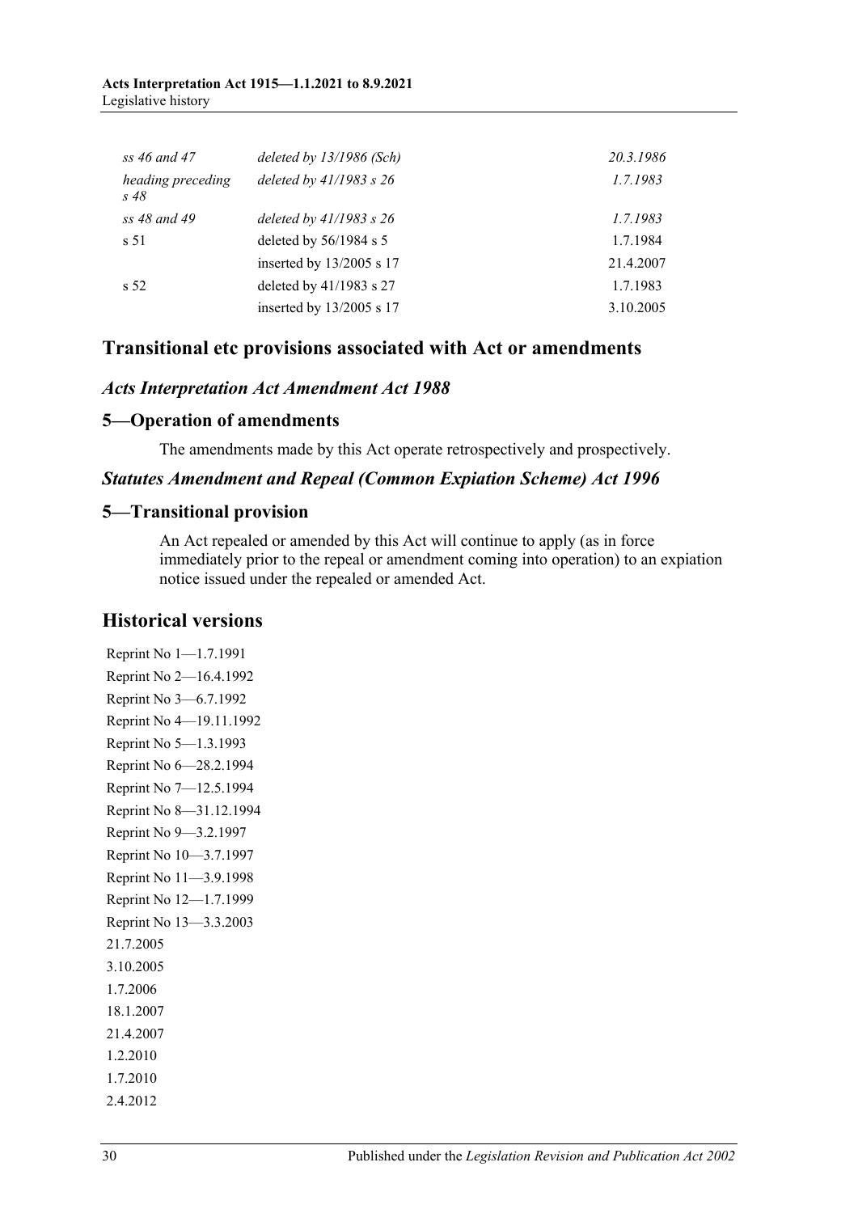| | | |
|---|---|---|
| *ss 46 and 47* | *deleted by 13/1986 (Sch)* | *20.3.1986* |
| *heading preceding s 48* | *deleted by 41/1983 s 26* | *1.7.1983* |
| *ss 48 and 49* | *deleted by 41/1983 s 26* | *1.7.1983* |
| s 51 | deleted by 56/1984 s 5 | 1.7.1984 |
| | inserted by 13/2005 s 17 | 21.4.2007 |
| s 52 | deleted by 41/1983 s 27 | 1.7.1983 |
| | inserted by 13/2005 s 17 | 3.10.2005 |

## Transitional etc provisions associated with Act or amendments

### *Acts Interpretation Act Amendment Act 1988*

### 5—Operation of amendments

The amendments made by this Act operate retrospectively and prospectively.

### *Statutes Amendment and Repeal (Common Expiation Scheme) Act 1996*

### 5—Transitional provision

An Act repealed or amended by this Act will continue to apply (as in force immediately prior to the repeal or amendment coming into operation) to an expiation notice issued under the repealed or amended Act.

## Historical versions

Reprint No 1—1.7.1991
Reprint No 2—16.4.1992
Reprint No 3—6.7.1992
Reprint No 4—19.11.1992
Reprint No 5—1.3.1993
Reprint No 6—28.2.1994
Reprint No 7—12.5.1994
Reprint No 8—31.12.1994
Reprint No 9—3.2.1997
Reprint No 10—3.7.1997
Reprint No 11—3.9.1998
Reprint No 12—1.7.1999
Reprint No 13—3.3.2003
21.7.2005
3.10.2005
1.7.2006
18.1.2007
21.4.2007
1.2.2010
1.7.2010
2.4.2012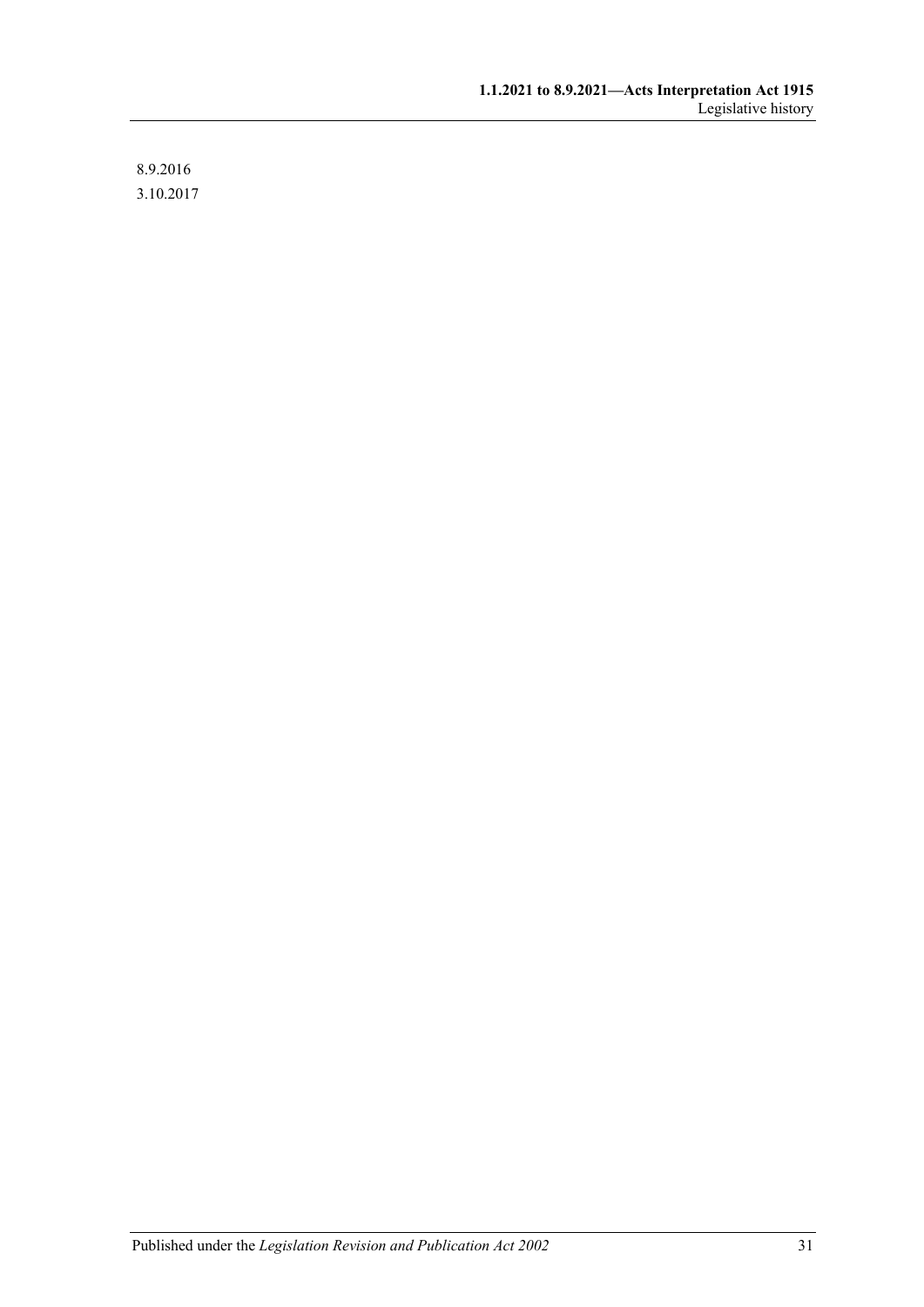8.9.2016

3.10.2017